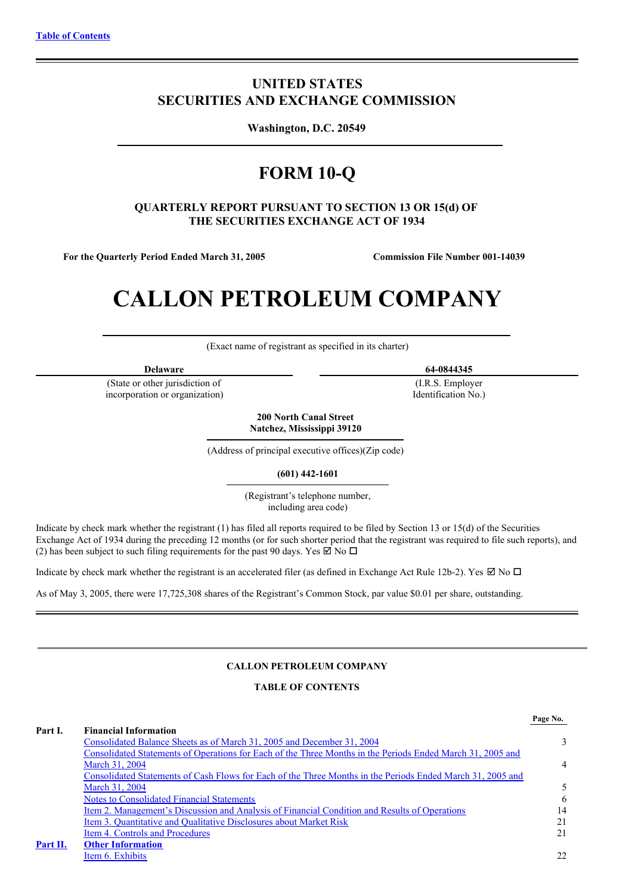Table of Contents

# UNITED STATES
# SECURITIES AND EXCHANGE COMMISSION

**Washington, D.C. 20549**

# FORM 10-Q

**QUARTERLY REPORT PURSUANT TO SECTION 13 OR 15(d) OF THE SECURITIES EXCHANGE ACT OF 1934**

**For the Quarterly Period Ended March 31, 2005** **Commission File Number 001-14039**

# CALLON PETROLEUM COMPANY

(Exact name of registrant as specified in its charter)

| **Delaware** | **64-0844345** |
|---|---|
| (State or other jurisdiction of incorporation or organization) | (I.R.S. Employer Identification No.) |

**200 North Canal Street**
**Natchez, Mississippi 39120**

(Address of principal executive offices)(Zip code)

**(601) 442-1601**

(Registrant's telephone number, including area code)

Indicate by check mark whether the registrant (1) has filed all reports required to be filed by Section 13 or 15(d) of the Securities Exchange Act of 1934 during the preceding 12 months (or for such shorter period that the registrant was required to file such reports), and (2) has been subject to such filing requirements for the past 90 days. Yes ☑ No ☐

Indicate by check mark whether the registrant is an accelerated filer (as defined in Exchange Act Rule 12b-2). Yes ☑ No ☐

As of May 3, 2005, there were 17,725,308 shares of the Registrant's Common Stock, par value $0.01 per share, outstanding.

---

**CALLON PETROLEUM COMPANY**

**TABLE OF CONTENTS**

| | | Page No. |
|---|---|---|
| **Part I.** | **Financial Information** | |
| | Consolidated Balance Sheets as of March 31, 2005 and December 31, 2004 | 3 |
| | Consolidated Statements of Operations for Each of the Three Months in the Periods Ended March 31, 2005 and March 31, 2004 | 4 |
| | Consolidated Statements of Cash Flows for Each of the Three Months in the Periods Ended March 31, 2005 and March 31, 2004 | 5 |
| | Notes to Consolidated Financial Statements | 6 |
| | Item 2. Management's Discussion and Analysis of Financial Condition and Results of Operations | 14 |
| | Item 3. Quantitative and Qualitative Disclosures about Market Risk | 21 |
| | Item 4. Controls and Procedures | 21 |
| **Part II.** | **Other Information** | |
| | Item 6. Exhibits | 22 |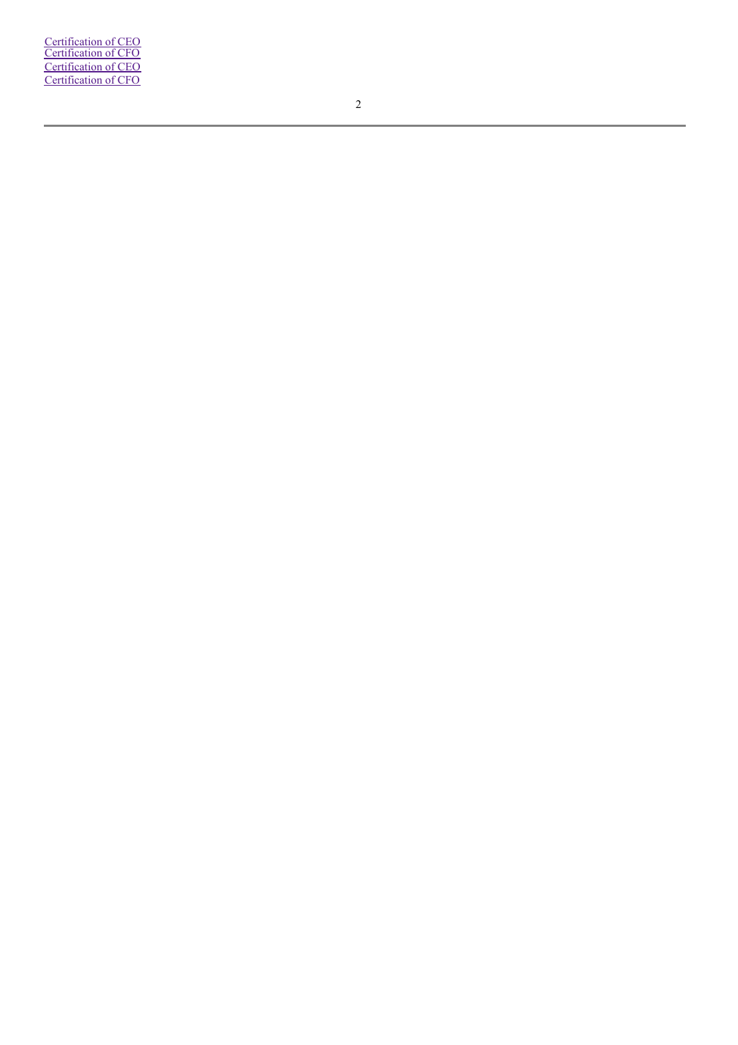[Certification of CEO]
[Certification of CFO]
[Certification of CEO]
[Certification of CFO]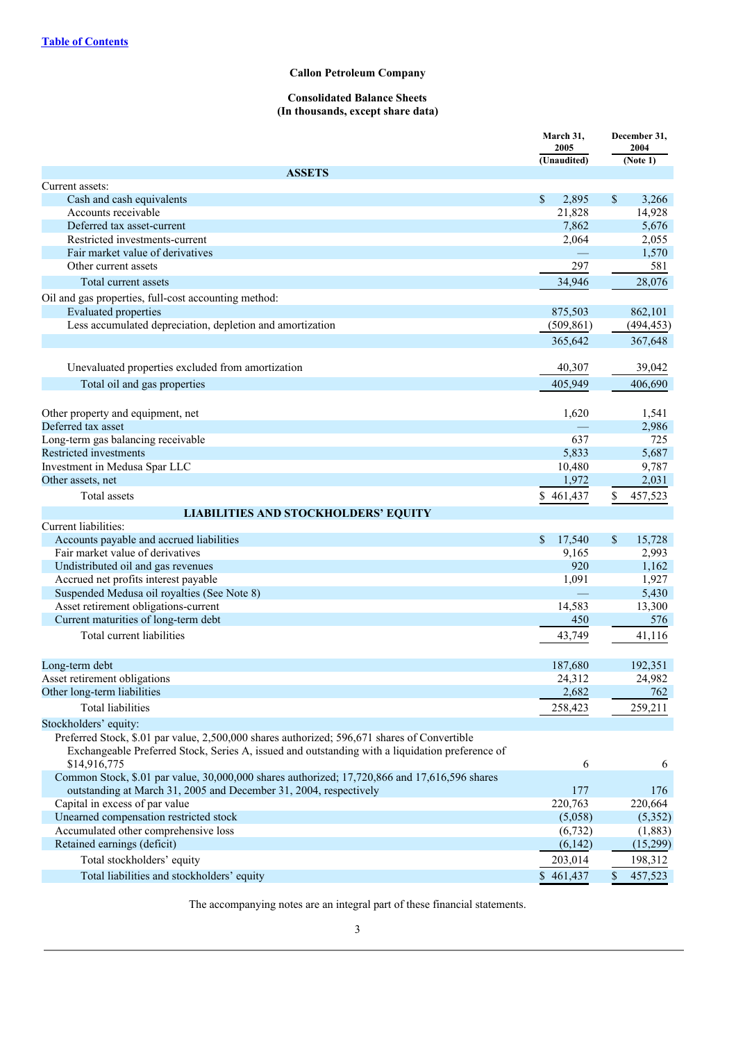[Table of Contents](#)

# Callon Petroleum Company

## Consolidated Balance Sheets
### (In thousands, except share data)

| | March 31, 2005 (Unaudited) | December 31, 2004 (Note 1) |
|---|---|---|
| **ASSETS** | | |
| Current assets: | | |
| Cash and cash equivalents | $ 2,895 | $ 3,266 |
| Accounts receivable | 21,828 | 14,928 |
| Deferred tax asset-current | 7,862 | 5,676 |
| Restricted investments-current | 2,064 | 2,055 |
| Fair market value of derivatives | — | 1,570 |
| Other current assets | 297 | 581 |
| Total current assets | 34,946 | 28,076 |
| Oil and gas properties, full-cost accounting method: | | |
| Evaluated properties | 875,503 | 862,101 |
| Less accumulated depreciation, depletion and amortization | (509,861) | (494,453) |
| | 365,642 | 367,648 |
| Unevaluated properties excluded from amortization | 40,307 | 39,042 |
| Total oil and gas properties | 405,949 | 406,690 |
| Other property and equipment, net | 1,620 | 1,541 |
| Deferred tax asset | — | 2,986 |
| Long-term gas balancing receivable | 637 | 725 |
| Restricted investments | 5,833 | 5,687 |
| Investment in Medusa Spar LLC | 10,480 | 9,787 |
| Other assets, net | 1,972 | 2,031 |
| Total assets | $ 461,437 | $ 457,523 |
| **LIABILITIES AND STOCKHOLDERS' EQUITY** | | |
| Current liabilities: | | |
| Accounts payable and accrued liabilities | $ 17,540 | $ 15,728 |
| Fair market value of derivatives | 9,165 | 2,993 |
| Undistributed oil and gas revenues | 920 | 1,162 |
| Accrued net profits interest payable | 1,091 | 1,927 |
| Suspended Medusa oil royalties (See Note 8) | — | 5,430 |
| Asset retirement obligations-current | 14,583 | 13,300 |
| Current maturities of long-term debt | 450 | 576 |
| Total current liabilities | 43,749 | 41,116 |
| Long-term debt | 187,680 | 192,351 |
| Asset retirement obligations | 24,312 | 24,982 |
| Other long-term liabilities | 2,682 | 762 |
| Total liabilities | 258,423 | 259,211 |
| Stockholders' equity: | | |
| Preferred Stock, $.01 par value, 2,500,000 shares authorized; 596,671 shares of Convertible Exchangeable Preferred Stock, Series A, issued and outstanding with a liquidation preference of $14,916,775 | 6 | 6 |
| Common Stock, $.01 par value, 30,000,000 shares authorized; 17,720,866 and 17,616,596 shares outstanding at March 31, 2005 and December 31, 2004, respectively | 177 | 176 |
| Capital in excess of par value | 220,763 | 220,664 |
| Unearned compensation restricted stock | (5,058) | (5,352) |
| Accumulated other comprehensive loss | (6,732) | (1,883) |
| Retained earnings (deficit) | (6,142) | (15,299) |
| Total stockholders' equity | 203,014 | 198,312 |
| Total liabilities and stockholders' equity | $ 461,437 | $ 457,523 |

The accompanying notes are an integral part of these financial statements.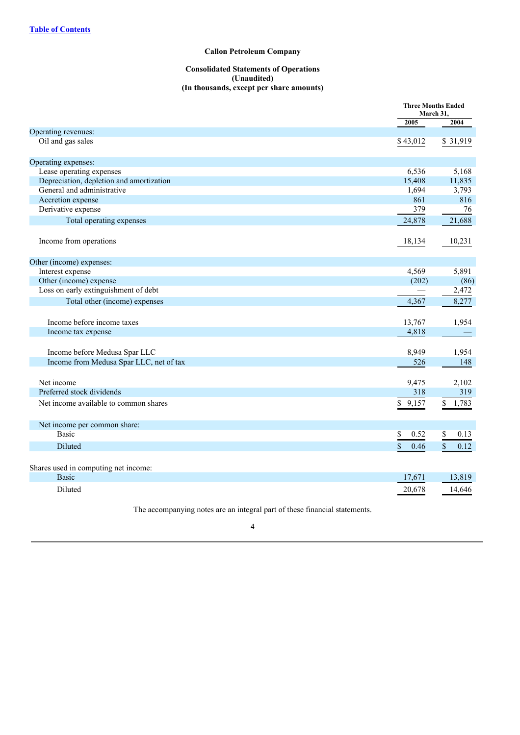[Table of Contents](#)

**Callon Petroleum Company**

**Consolidated Statements of Operations**
**(Unaudited)**
**(In thousands, except per share amounts)**

| | Three Months Ended March 31, | |
|---|---|---|
| | 2005 | 2004 |
| Operating revenues: | | |
| Oil and gas sales | $ 43,012 | $ 31,919 |
| Operating expenses: | | |
| Lease operating expenses | 6,536 | 5,168 |
| Depreciation, depletion and amortization | 15,408 | 11,835 |
| General and administrative | 1,694 | 3,793 |
| Accretion expense | 861 | 816 |
| Derivative expense | 379 | 76 |
| Total operating expenses | 24,878 | 21,688 |
| Income from operations | 18,134 | 10,231 |
| Other (income) expenses: | | |
| Interest expense | 4,569 | 5,891 |
| Other (income) expense | (202) | (86) |
| Loss on early extinguishment of debt | — | 2,472 |
| Total other (income) expenses | 4,367 | 8,277 |
| Income before income taxes | 13,767 | 1,954 |
| Income tax expense | 4,818 | — |
| Income before Medusa Spar LLC | 8,949 | 1,954 |
| Income from Medusa Spar LLC, net of tax | 526 | 148 |
| Net income | 9,475 | 2,102 |
| Preferred stock dividends | 318 | 319 |
| Net income available to common shares | $ 9,157 | $ 1,783 |
| Net income per common share: | | |
| Basic | $ 0.52 | $ 0.13 |
| Diluted | $ 0.46 | $ 0.12 |
| Shares used in computing net income: | | |
| Basic | 17,671 | 13,819 |
| Diluted | 20,678 | 14,646 |

The accompanying notes are an integral part of these financial statements.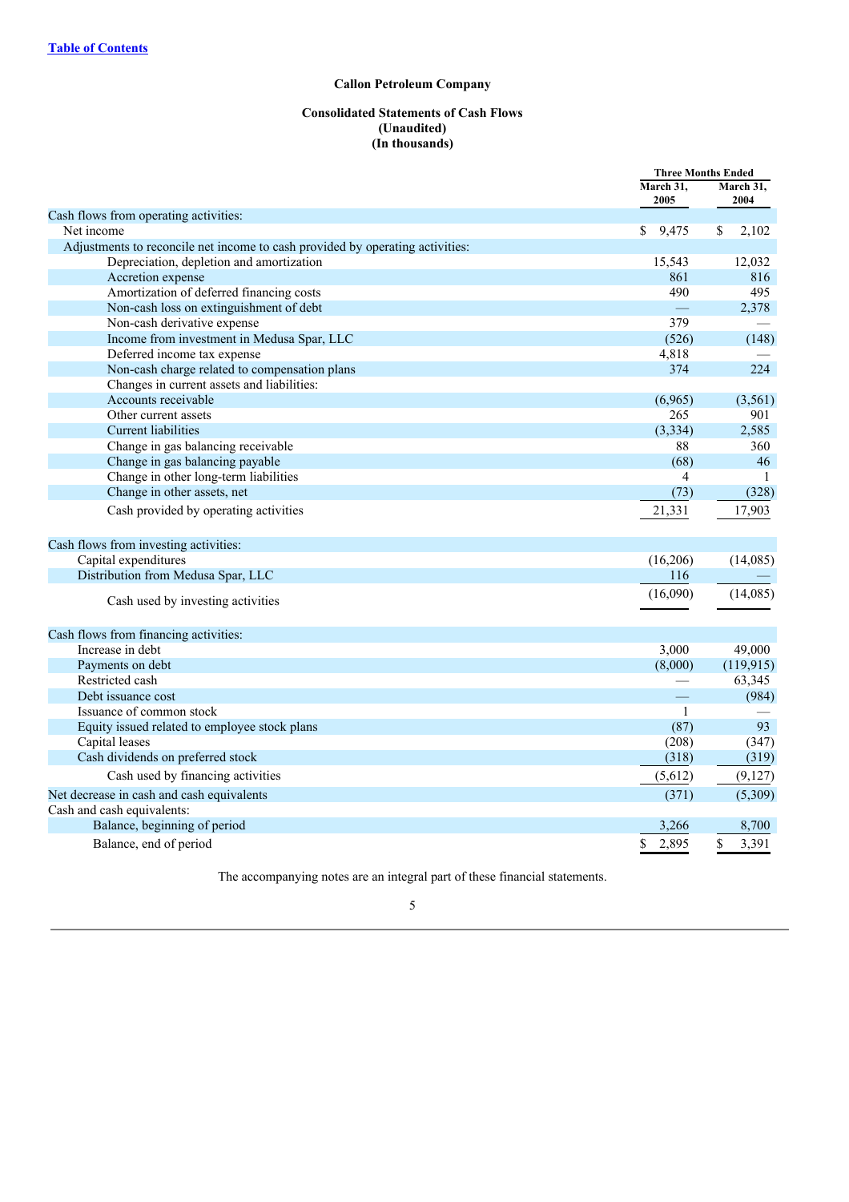[Table of Contents](#)

**Callon Petroleum Company**

**Consolidated Statements of Cash Flows**
**(Unaudited)**
**(In thousands)**

| | Three Months Ended | |
|---|---|---|
| | March 31, 2005 | March 31, 2004 |
| Cash flows from operating activities: | | |
| Net income | $ 9,475 | $ 2,102 |
| Adjustments to reconcile net income to cash provided by operating activities: | | |
| Depreciation, depletion and amortization | 15,543 | 12,032 |
| Accretion expense | 861 | 816 |
| Amortization of deferred financing costs | 490 | 495 |
| Non-cash loss on extinguishment of debt | — | 2,378 |
| Non-cash derivative expense | 379 | — |
| Income from investment in Medusa Spar, LLC | (526) | (148) |
| Deferred income tax expense | 4,818 | — |
| Non-cash charge related to compensation plans | 374 | 224 |
| Changes in current assets and liabilities: | | |
| Accounts receivable | (6,965) | (3,561) |
| Other current assets | 265 | 901 |
| Current liabilities | (3,334) | 2,585 |
| Change in gas balancing receivable | 88 | 360 |
| Change in gas balancing payable | (68) | 46 |
| Change in other long-term liabilities | 4 | 1 |
| Change in other assets, net | (73) | (328) |
| Cash provided by operating activities | 21,331 | 17,903 |
| Cash flows from investing activities: | | |
| Capital expenditures | (16,206) | (14,085) |
| Distribution from Medusa Spar, LLC | 116 | — |
| Cash used by investing activities | (16,090) | (14,085) |
| Cash flows from financing activities: | | |
| Increase in debt | 3,000 | 49,000 |
| Payments on debt | (8,000) | (119,915) |
| Restricted cash | — | 63,345 |
| Debt issuance cost | — | (984) |
| Issuance of common stock | 1 | — |
| Equity issued related to employee stock plans | (87) | 93 |
| Capital leases | (208) | (347) |
| Cash dividends on preferred stock | (318) | (319) |
| Cash used by financing activities | (5,612) | (9,127) |
| Net decrease in cash and cash equivalents | (371) | (5,309) |
| Cash and cash equivalents: | | |
| Balance, beginning of period | 3,266 | 8,700 |
| Balance, end of period | $ 2,895 | $ 3,391 |

The accompanying notes are an integral part of these financial statements.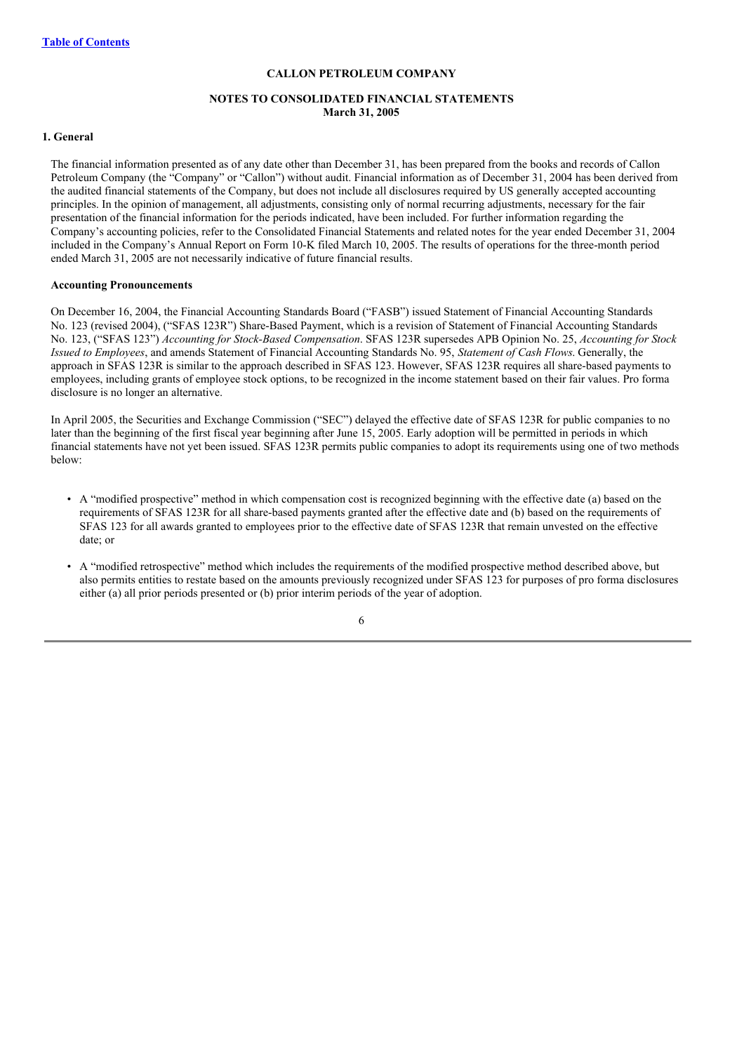# CALLON PETROLEUM COMPANY

## NOTES TO CONSOLIDATED FINANCIAL STATEMENTS
**March 31, 2005**

### 1. General

The financial information presented as of any date other than December 31, has been prepared from the books and records of Callon Petroleum Company (the "Company" or "Callon") without audit. Financial information as of December 31, 2004 has been derived from the audited financial statements of the Company, but does not include all disclosures required by US generally accepted accounting principles. In the opinion of management, all adjustments, consisting only of normal recurring adjustments, necessary for the fair presentation of the financial information for the periods indicated, have been included. For further information regarding the Company's accounting policies, refer to the Consolidated Financial Statements and related notes for the year ended December 31, 2004 included in the Company's Annual Report on Form 10-K filed March 10, 2005. The results of operations for the three-month period ended March 31, 2005 are not necessarily indicative of future financial results.

**Accounting Pronouncements**

On December 16, 2004, the Financial Accounting Standards Board ("FASB") issued Statement of Financial Accounting Standards No. 123 (revised 2004), ("SFAS 123R") Share-Based Payment, which is a revision of Statement of Financial Accounting Standards No. 123, ("SFAS 123") *Accounting for Stock-Based Compensation*. SFAS 123R supersedes APB Opinion No. 25, *Accounting for Stock Issued to Employees*, and amends Statement of Financial Accounting Standards No. 95, *Statement of Cash Flows.* Generally, the approach in SFAS 123R is similar to the approach described in SFAS 123. However, SFAS 123R requires all share-based payments to employees, including grants of employee stock options, to be recognized in the income statement based on their fair values. Pro forma disclosure is no longer an alternative.

In April 2005, the Securities and Exchange Commission ("SEC") delayed the effective date of SFAS 123R for public companies to no later than the beginning of the first fiscal year beginning after June 15, 2005. Early adoption will be permitted in periods in which financial statements have not yet been issued. SFAS 123R permits public companies to adopt its requirements using one of two methods below:

- A "modified prospective" method in which compensation cost is recognized beginning with the effective date (a) based on the requirements of SFAS 123R for all share-based payments granted after the effective date and (b) based on the requirements of SFAS 123 for all awards granted to employees prior to the effective date of SFAS 123R that remain unvested on the effective date; or

- A "modified retrospective" method which includes the requirements of the modified prospective method described above, but also permits entities to restate based on the amounts previously recognized under SFAS 123 for purposes of pro forma disclosures either (a) all prior periods presented or (b) prior interim periods of the year of adoption.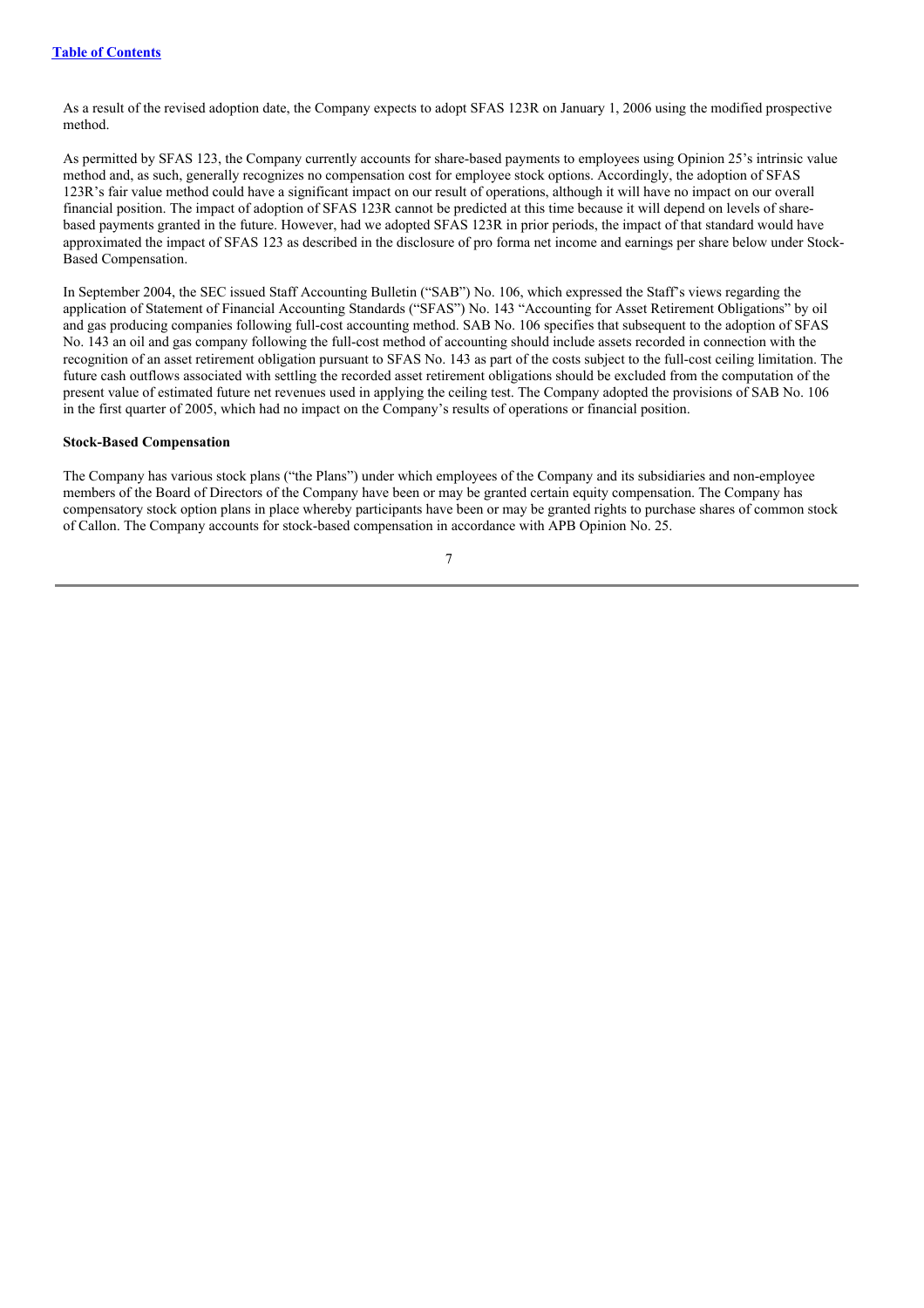As a result of the revised adoption date, the Company expects to adopt SFAS 123R on January 1, 2006 using the modified prospective method.

As permitted by SFAS 123, the Company currently accounts for share-based payments to employees using Opinion 25's intrinsic value method and, as such, generally recognizes no compensation cost for employee stock options. Accordingly, the adoption of SFAS 123R's fair value method could have a significant impact on our result of operations, although it will have no impact on our overall financial position. The impact of adoption of SFAS 123R cannot be predicted at this time because it will depend on levels of share-based payments granted in the future. However, had we adopted SFAS 123R in prior periods, the impact of that standard would have approximated the impact of SFAS 123 as described in the disclosure of pro forma net income and earnings per share below under Stock-Based Compensation.

In September 2004, the SEC issued Staff Accounting Bulletin ("SAB") No. 106, which expressed the Staff's views regarding the application of Statement of Financial Accounting Standards ("SFAS") No. 143 "Accounting for Asset Retirement Obligations" by oil and gas producing companies following full-cost accounting method. SAB No. 106 specifies that subsequent to the adoption of SFAS No. 143 an oil and gas company following the full-cost method of accounting should include assets recorded in connection with the recognition of an asset retirement obligation pursuant to SFAS No. 143 as part of the costs subject to the full-cost ceiling limitation. The future cash outflows associated with settling the recorded asset retirement obligations should be excluded from the computation of the present value of estimated future net revenues used in applying the ceiling test. The Company adopted the provisions of SAB No. 106 in the first quarter of 2005, which had no impact on the Company's results of operations or financial position.

**Stock-Based Compensation**

The Company has various stock plans ("the Plans") under which employees of the Company and its subsidiaries and non-employee members of the Board of Directors of the Company have been or may be granted certain equity compensation. The Company has compensatory stock option plans in place whereby participants have been or may be granted rights to purchase shares of common stock of Callon. The Company accounts for stock-based compensation in accordance with APB Opinion No. 25.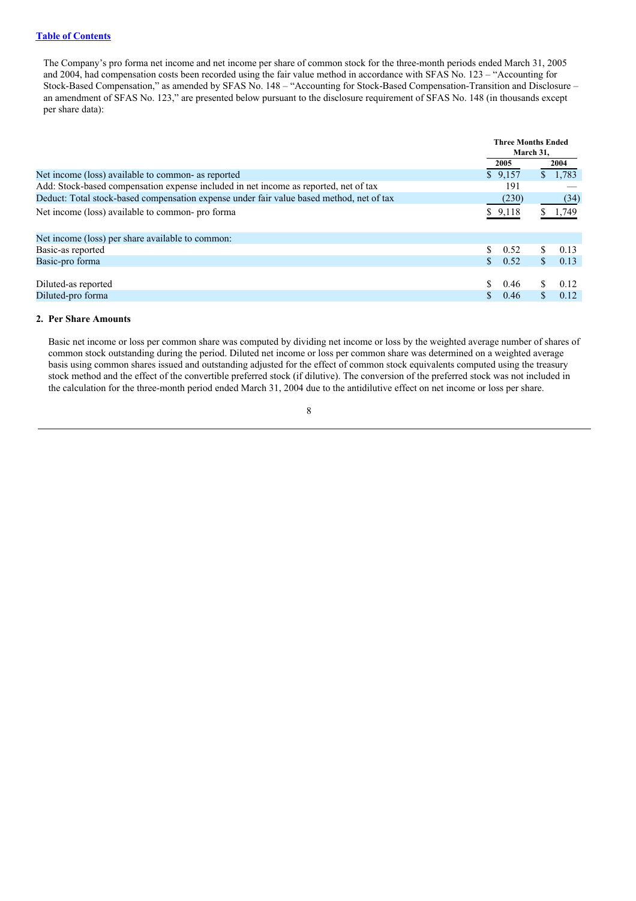The Company's pro forma net income and net income per share of common stock for the three-month periods ended March 31, 2005 and 2004, had compensation costs been recorded using the fair value method in accordance with SFAS No. 123 – "Accounting for Stock-Based Compensation," as amended by SFAS No. 148 – "Accounting for Stock-Based Compensation-Transition and Disclosure – an amendment of SFAS No. 123," are presented below pursuant to the disclosure requirement of SFAS No. 148 (in thousands except per share data):

| | Three Months Ended March 31, | |
|---|---|---|
| | 2005 | 2004 |
| Net income (loss) available to common- as reported | $ 9,157 | $ 1,783 |
| Add: Stock-based compensation expense included in net income as reported, net of tax | 191 | — |
| Deduct: Total stock-based compensation expense under fair value based method, net of tax | (230) | (34) |
| Net income (loss) available to common- pro forma | $ 9,118 | $ 1,749 |
| | | |
| Net income (loss) per share available to common: | | |
| Basic-as reported | $ 0.52 | $ 0.13 |
| Basic-pro forma | $ 0.52 | $ 0.13 |
| | | |
| Diluted-as reported | $ 0.46 | $ 0.12 |
| Diluted-pro forma | $ 0.46 | $ 0.12 |

**2. Per Share Amounts**

Basic net income or loss per common share was computed by dividing net income or loss by the weighted average number of shares of common stock outstanding during the period. Diluted net income or loss per common share was determined on a weighted average basis using common shares issued and outstanding adjusted for the effect of common stock equivalents computed using the treasury stock method and the effect of the convertible preferred stock (if dilutive). The conversion of the preferred stock was not included in the calculation for the three-month period ended March 31, 2004 due to the antidilutive effect on net income or loss per share.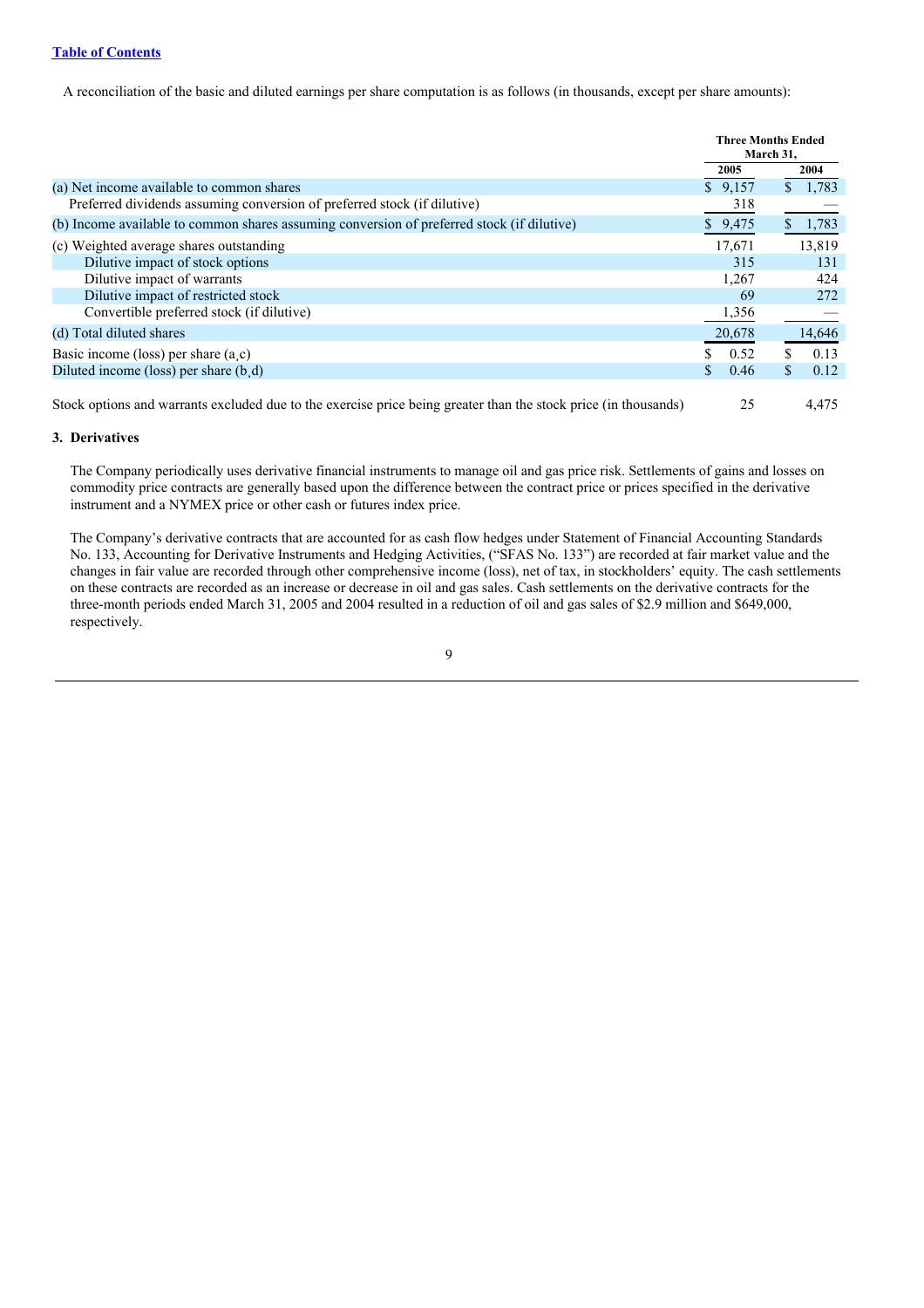A reconciliation of the basic and diluted earnings per share computation is as follows (in thousands, except per share amounts):

| | Three Months Ended March 31, | |
|---|---|---|
| | 2005 | 2004 |
| (a) Net income available to common shares | $ 9,157 | $ 1,783 |
| Preferred dividends assuming conversion of preferred stock (if dilutive) | 318 | — |
| (b) Income available to common shares assuming conversion of preferred stock (if dilutive) | $ 9,475 | $ 1,783 |
| (c) Weighted average shares outstanding | 17,671 | 13,819 |
| Dilutive impact of stock options | 315 | 131 |
| Dilutive impact of warrants | 1,267 | 424 |
| Dilutive impact of restricted stock | 69 | 272 |
| Convertible preferred stock (if dilutive) | 1,356 | — |
| (d) Total diluted shares | 20,678 | 14,646 |
| Basic income (loss) per share (a¸c) | $ 0.52 | $ 0.13 |
| Diluted income (loss) per share (b¸d) | $ 0.46 | $ 0.12 |
| Stock options and warrants excluded due to the exercise price being greater than the stock price (in thousands) | 25 | 4,475 |

### 3. Derivatives

The Company periodically uses derivative financial instruments to manage oil and gas price risk. Settlements of gains and losses on commodity price contracts are generally based upon the difference between the contract price or prices specified in the derivative instrument and a NYMEX price or other cash or futures index price.

The Company's derivative contracts that are accounted for as cash flow hedges under Statement of Financial Accounting Standards No. 133, Accounting for Derivative Instruments and Hedging Activities, ("SFAS No. 133") are recorded at fair market value and the changes in fair value are recorded through other comprehensive income (loss), net of tax, in stockholders' equity. The cash settlements on these contracts are recorded as an increase or decrease in oil and gas sales. Cash settlements on the derivative contracts for the three-month periods ended March 31, 2005 and 2004 resulted in a reduction of oil and gas sales of $2.9 million and $649,000, respectively.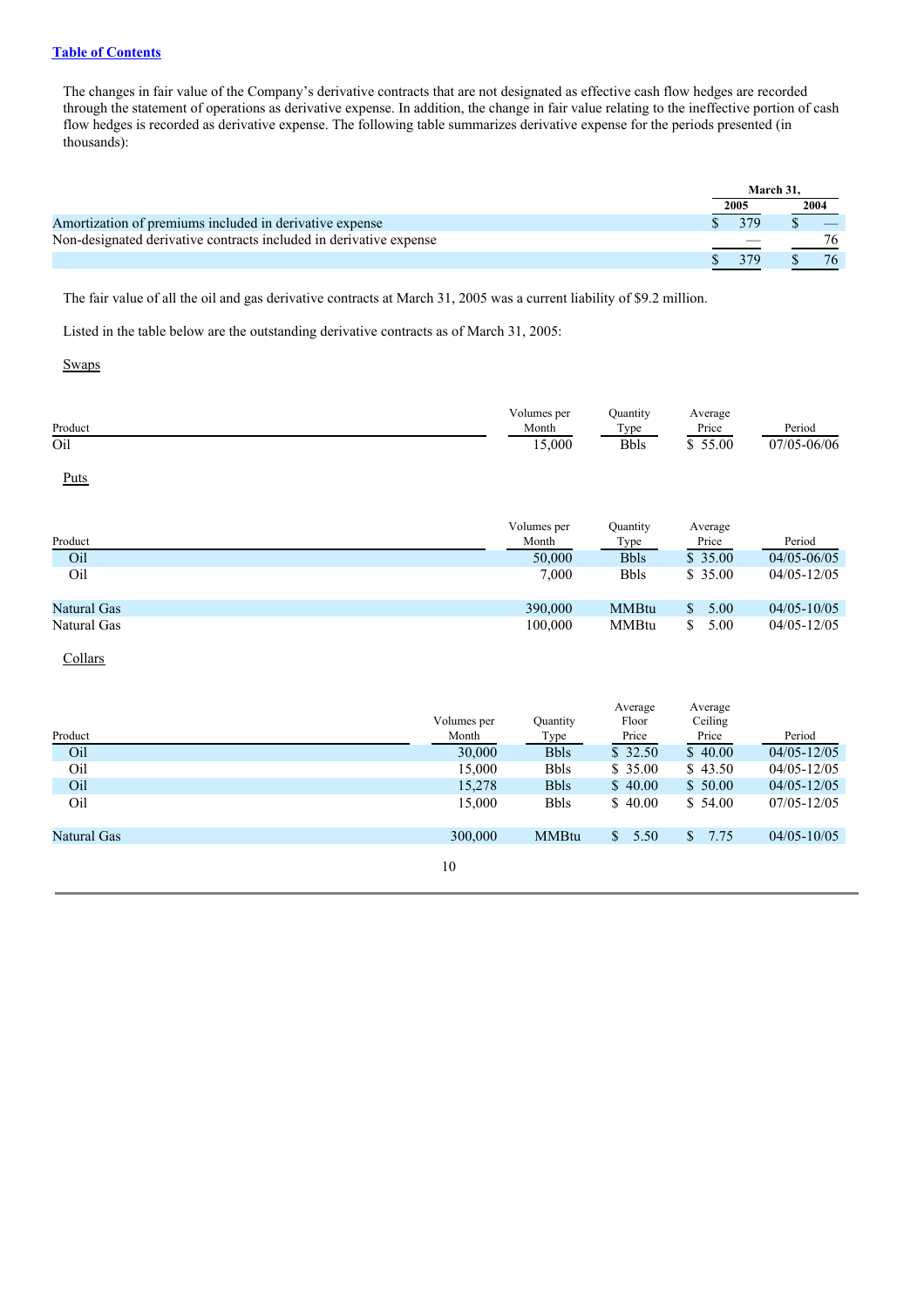[Table of Contents](#)

The changes in fair value of the Company's derivative contracts that are not designated as effective cash flow hedges are recorded through the statement of operations as derivative expense. In addition, the change in fair value relating to the ineffective portion of cash flow hedges is recorded as derivative expense. The following table summarizes derivative expense for the periods presented (in thousands):

| | March 31, | |
|---|---|---|
| | 2005 | 2004 |
| Amortization of premiums included in derivative expense | $ 379 | $ — |
| Non-designated derivative contracts included in derivative expense | — | 76 |
| | $ 379 | $ 76 |

The fair value of all the oil and gas derivative contracts at March 31, 2005 was a current liability of $9.2 million.

Listed in the table below are the outstanding derivative contracts as of March 31, 2005:

Swaps

| Product | Volumes per Month | Quantity Type | Average Price | Period |
|---|---|---|---|---|
| Oil | 15,000 | Bbls | $ 55.00 | 07/05-06/06 |

Puts

| Product | Volumes per Month | Quantity Type | Average Price | Period |
|---|---|---|---|---|
| Oil | 50,000 | Bbls | $ 35.00 | 04/05-06/05 |
| Oil | 7,000 | Bbls | $ 35.00 | 04/05-12/05 |
| Natural Gas | 390,000 | MMBtu | $ 5.00 | 04/05-10/05 |
| Natural Gas | 100,000 | MMBtu | $ 5.00 | 04/05-12/05 |

Collars

| Product | Volumes per Month | Quantity Type | Average Floor Price | Average Ceiling Price | Period |
|---|---|---|---|---|---|
| Oil | 30,000 | Bbls | $ 32.50 | $ 40.00 | 04/05-12/05 |
| Oil | 15,000 | Bbls | $ 35.00 | $ 43.50 | 04/05-12/05 |
| Oil | 15,278 | Bbls | $ 40.00 | $ 50.00 | 04/05-12/05 |
| Oil | 15,000 | Bbls | $ 40.00 | $ 54.00 | 07/05-12/05 |
| Natural Gas | 300,000 | MMBtu | $ 5.50 | $ 7.75 | 04/05-10/05 |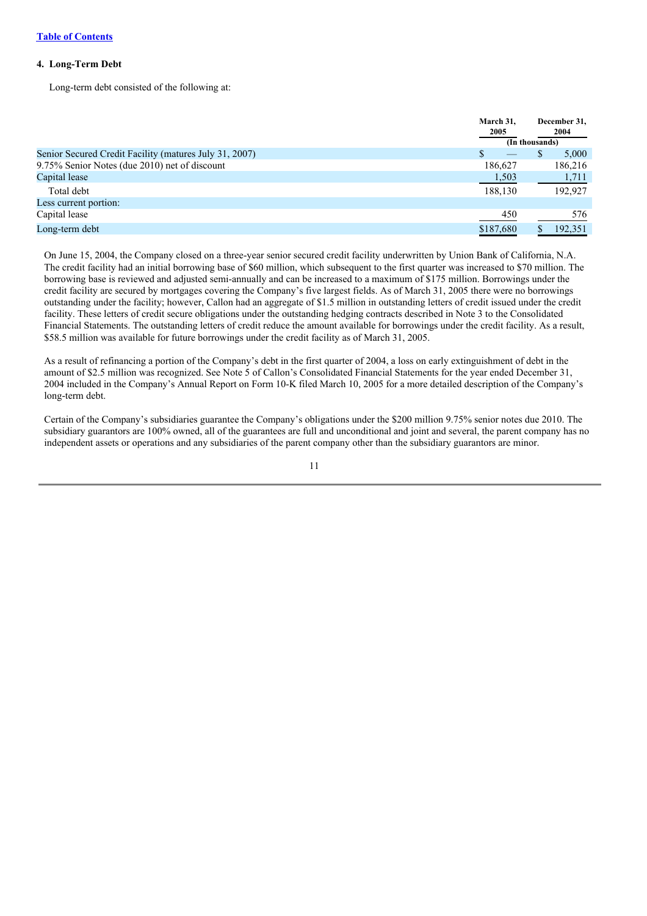[Table of Contents](#)

#### 4. Long-Term Debt

Long-term debt consisted of the following at:

| | March 31, 2005 | December 31, 2004 |
|---|---|---|
| | (In thousands) | |
| Senior Secured Credit Facility (matures July 31, 2007) | $ — | $ 5,000 |
| 9.75% Senior Notes (due 2010) net of discount | 186,627 | 186,216 |
| Capital lease | 1,503 | 1,711 |
| Total debt | 188,130 | 192,927 |
| Less current portion: | | |
| Capital lease | 450 | 576 |
| Long-term debt | $187,680 | $ 192,351 |

On June 15, 2004, the Company closed on a three-year senior secured credit facility underwritten by Union Bank of California, N.A. The credit facility had an initial borrowing base of $60 million, which subsequent to the first quarter was increased to $70 million. The borrowing base is reviewed and adjusted semi-annually and can be increased to a maximum of $175 million. Borrowings under the credit facility are secured by mortgages covering the Company's five largest fields. As of March 31, 2005 there were no borrowings outstanding under the facility; however, Callon had an aggregate of $1.5 million in outstanding letters of credit issued under the credit facility. These letters of credit secure obligations under the outstanding hedging contracts described in Note 3 to the Consolidated Financial Statements. The outstanding letters of credit reduce the amount available for borrowings under the credit facility. As a result, $58.5 million was available for future borrowings under the credit facility as of March 31, 2005.

As a result of refinancing a portion of the Company's debt in the first quarter of 2004, a loss on early extinguishment of debt in the amount of $2.5 million was recognized. See Note 5 of Callon's Consolidated Financial Statements for the year ended December 31, 2004 included in the Company's Annual Report on Form 10-K filed March 10, 2005 for a more detailed description of the Company's long-term debt.

Certain of the Company's subsidiaries guarantee the Company's obligations under the $200 million 9.75% senior notes due 2010. The subsidiary guarantors are 100% owned, all of the guarantees are full and unconditional and joint and several, the parent company has no independent assets or operations and any subsidiaries of the parent company other than the subsidiary guarantors are minor.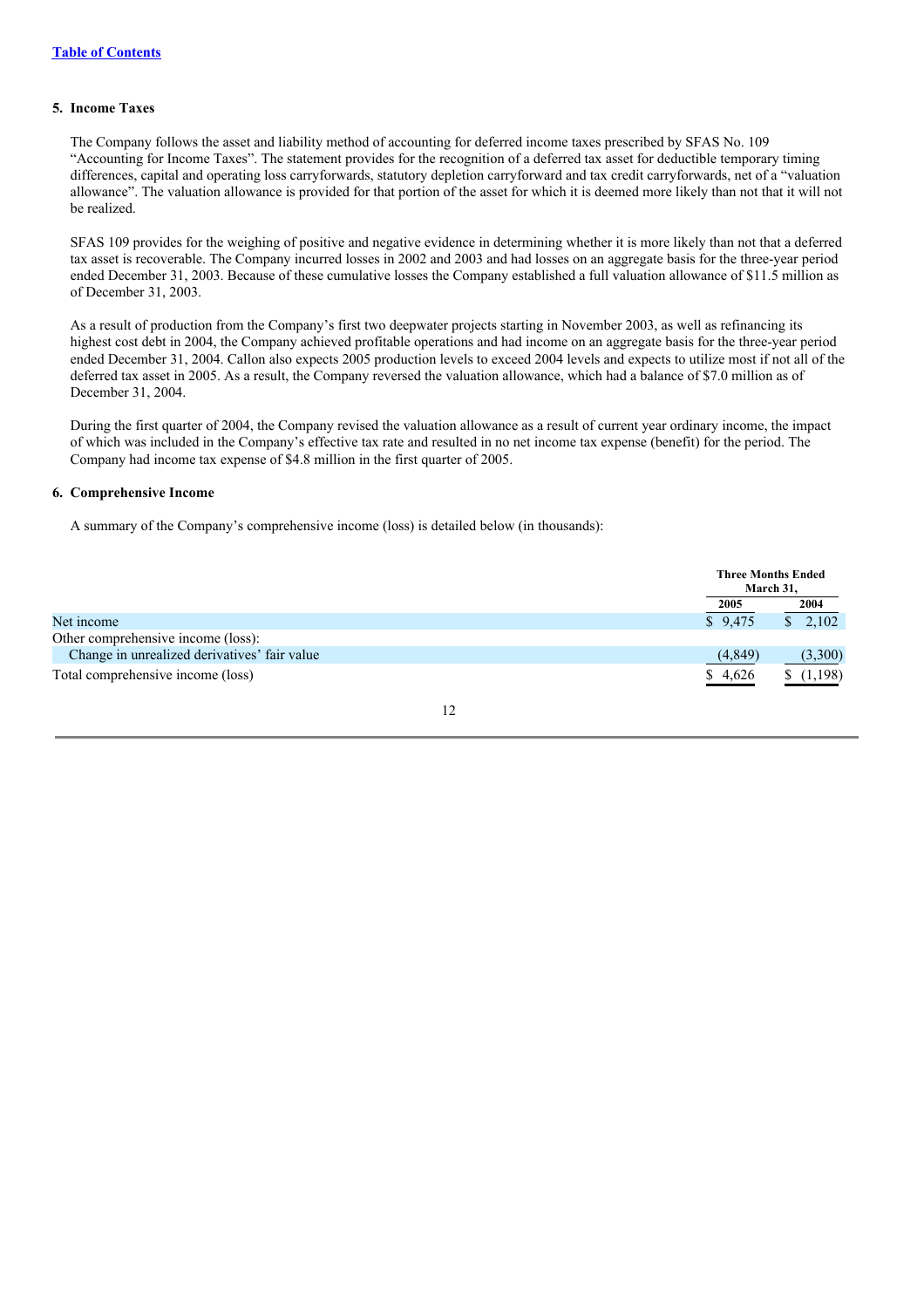[Table of Contents](#)

### 5. Income Taxes

The Company follows the asset and liability method of accounting for deferred income taxes prescribed by SFAS No. 109 "Accounting for Income Taxes". The statement provides for the recognition of a deferred tax asset for deductible temporary timing differences, capital and operating loss carryforwards, statutory depletion carryforward and tax credit carryforwards, net of a "valuation allowance". The valuation allowance is provided for that portion of the asset for which it is deemed more likely than not that it will not be realized.

SFAS 109 provides for the weighing of positive and negative evidence in determining whether it is more likely than not that a deferred tax asset is recoverable. The Company incurred losses in 2002 and 2003 and had losses on an aggregate basis for the three-year period ended December 31, 2003. Because of these cumulative losses the Company established a full valuation allowance of $11.5 million as of December 31, 2003.

As a result of production from the Company's first two deepwater projects starting in November 2003, as well as refinancing its highest cost debt in 2004, the Company achieved profitable operations and had income on an aggregate basis for the three-year period ended December 31, 2004. Callon also expects 2005 production levels to exceed 2004 levels and expects to utilize most if not all of the deferred tax asset in 2005. As a result, the Company reversed the valuation allowance, which had a balance of $7.0 million as of December 31, 2004.

During the first quarter of 2004, the Company revised the valuation allowance as a result of current year ordinary income, the impact of which was included in the Company's effective tax rate and resulted in no net income tax expense (benefit) for the period. The Company had income tax expense of $4.8 million in the first quarter of 2005.

### 6. Comprehensive Income

A summary of the Company's comprehensive income (loss) is detailed below (in thousands):

| | Three Months Ended March 31, | |
|---|---|---|
| | 2005 | 2004 |
| Net income | $ 9,475 | $ 2,102 |
| Other comprehensive income (loss): | | |
| Change in unrealized derivatives' fair value | (4,849) | (3,300) |
| Total comprehensive income (loss) | $ 4,626 | $ (1,198) |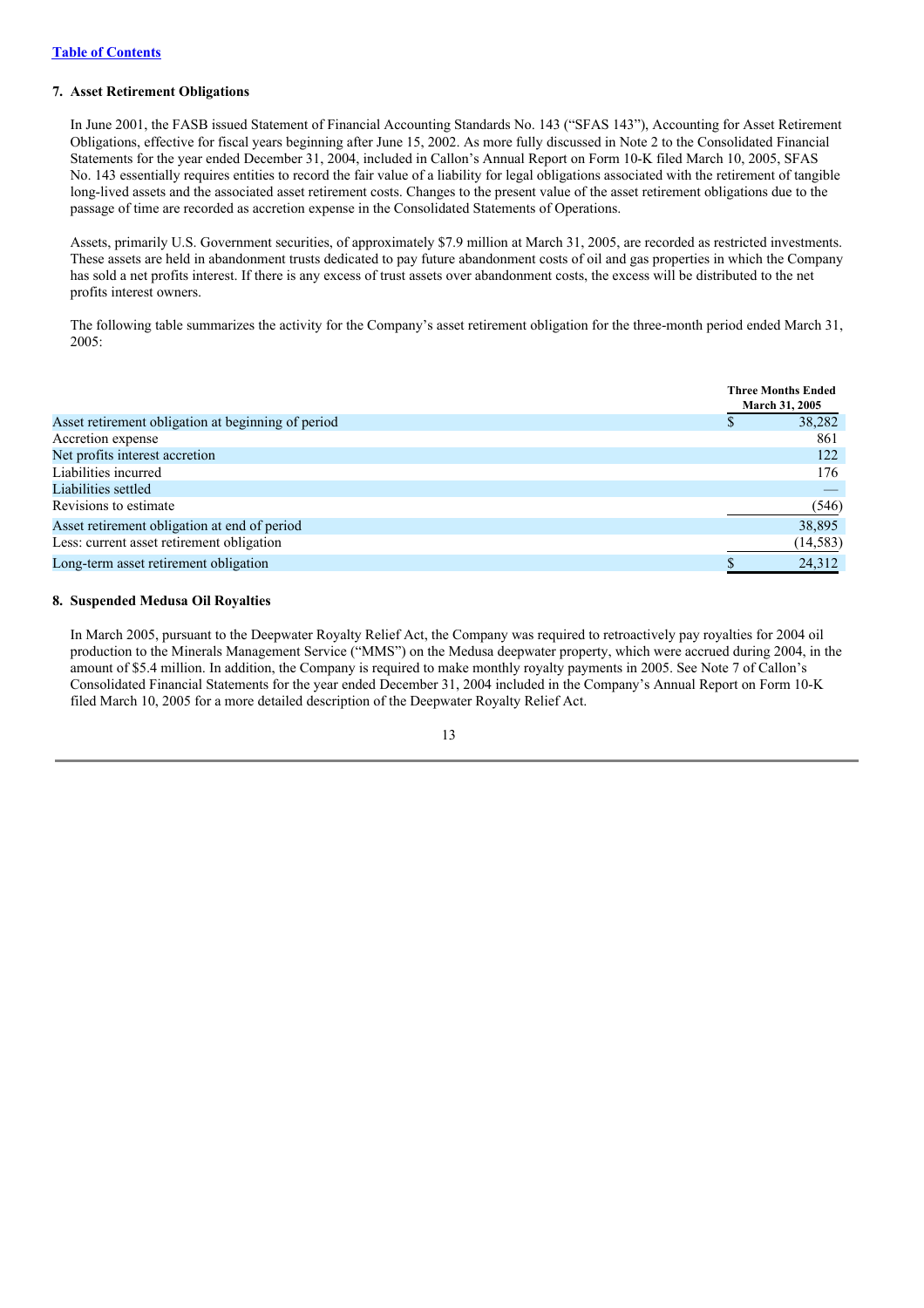[Table of Contents](#)

### 7. Asset Retirement Obligations

In June 2001, the FASB issued Statement of Financial Accounting Standards No. 143 ("SFAS 143"), Accounting for Asset Retirement Obligations, effective for fiscal years beginning after June 15, 2002. As more fully discussed in Note 2 to the Consolidated Financial Statements for the year ended December 31, 2004, included in Callon's Annual Report on Form 10-K filed March 10, 2005, SFAS No. 143 essentially requires entities to record the fair value of a liability for legal obligations associated with the retirement of tangible long-lived assets and the associated asset retirement costs. Changes to the present value of the asset retirement obligations due to the passage of time are recorded as accretion expense in the Consolidated Statements of Operations.

Assets, primarily U.S. Government securities, of approximately $7.9 million at March 31, 2005, are recorded as restricted investments. These assets are held in abandonment trusts dedicated to pay future abandonment costs of oil and gas properties in which the Company has sold a net profits interest. If there is any excess of trust assets over abandonment costs, the excess will be distributed to the net profits interest owners.

The following table summarizes the activity for the Company's asset retirement obligation for the three-month period ended March 31, 2005:

| | Three Months Ended March 31, 2005 |
|---|---|
| Asset retirement obligation at beginning of period | $ 38,282 |
| Accretion expense | 861 |
| Net profits interest accretion | 122 |
| Liabilities incurred | 176 |
| Liabilities settled | — |
| Revisions to estimate | (546) |
| Asset retirement obligation at end of period | 38,895 |
| Less: current asset retirement obligation | (14,583) |
| Long-term asset retirement obligation | $ 24,312 |

### 8. Suspended Medusa Oil Royalties

In March 2005, pursuant to the Deepwater Royalty Relief Act, the Company was required to retroactively pay royalties for 2004 oil production to the Minerals Management Service ("MMS") on the Medusa deepwater property, which were accrued during 2004, in the amount of $5.4 million. In addition, the Company is required to make monthly royalty payments in 2005. See Note 7 of Callon's Consolidated Financial Statements for the year ended December 31, 2004 included in the Company's Annual Report on Form 10-K filed March 10, 2005 for a more detailed description of the Deepwater Royalty Relief Act.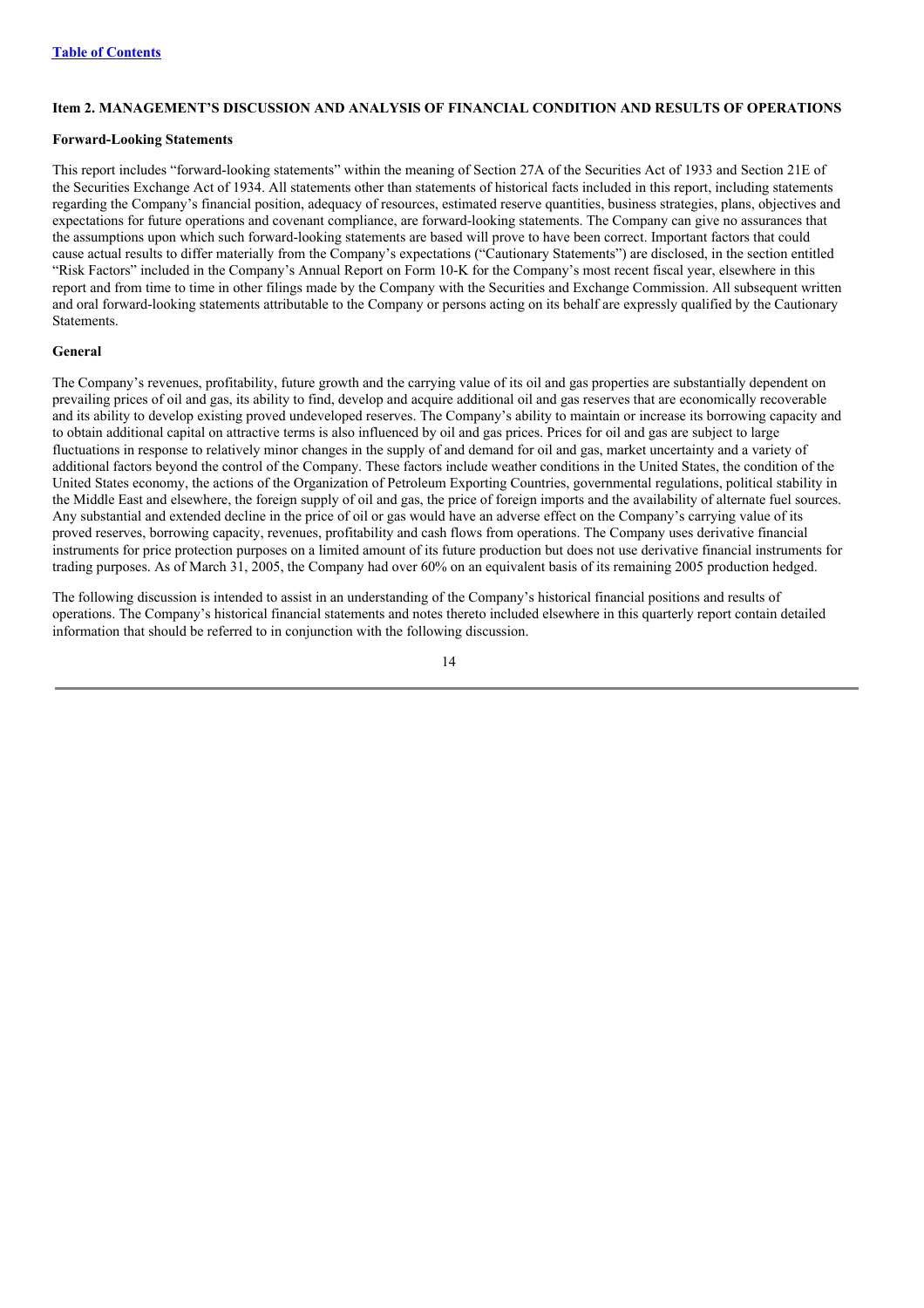## Item 2. MANAGEMENT'S DISCUSSION AND ANALYSIS OF FINANCIAL CONDITION AND RESULTS OF OPERATIONS

### Forward-Looking Statements

This report includes "forward-looking statements" within the meaning of Section 27A of the Securities Act of 1933 and Section 21E of the Securities Exchange Act of 1934. All statements other than statements of historical facts included in this report, including statements regarding the Company's financial position, adequacy of resources, estimated reserve quantities, business strategies, plans, objectives and expectations for future operations and covenant compliance, are forward-looking statements. The Company can give no assurances that the assumptions upon which such forward-looking statements are based will prove to have been correct. Important factors that could cause actual results to differ materially from the Company's expectations ("Cautionary Statements") are disclosed, in the section entitled "Risk Factors" included in the Company's Annual Report on Form 10-K for the Company's most recent fiscal year, elsewhere in this report and from time to time in other filings made by the Company with the Securities and Exchange Commission. All subsequent written and oral forward-looking statements attributable to the Company or persons acting on its behalf are expressly qualified by the Cautionary Statements.

### General

The Company's revenues, profitability, future growth and the carrying value of its oil and gas properties are substantially dependent on prevailing prices of oil and gas, its ability to find, develop and acquire additional oil and gas reserves that are economically recoverable and its ability to develop existing proved undeveloped reserves. The Company's ability to maintain or increase its borrowing capacity and to obtain additional capital on attractive terms is also influenced by oil and gas prices. Prices for oil and gas are subject to large fluctuations in response to relatively minor changes in the supply of and demand for oil and gas, market uncertainty and a variety of additional factors beyond the control of the Company. These factors include weather conditions in the United States, the condition of the United States economy, the actions of the Organization of Petroleum Exporting Countries, governmental regulations, political stability in the Middle East and elsewhere, the foreign supply of oil and gas, the price of foreign imports and the availability of alternate fuel sources. Any substantial and extended decline in the price of oil or gas would have an adverse effect on the Company's carrying value of its proved reserves, borrowing capacity, revenues, profitability and cash flows from operations. The Company uses derivative financial instruments for price protection purposes on a limited amount of its future production but does not use derivative financial instruments for trading purposes. As of March 31, 2005, the Company had over 60% on an equivalent basis of its remaining 2005 production hedged.

The following discussion is intended to assist in an understanding of the Company's historical financial positions and results of operations. The Company's historical financial statements and notes thereto included elsewhere in this quarterly report contain detailed information that should be referred to in conjunction with the following discussion.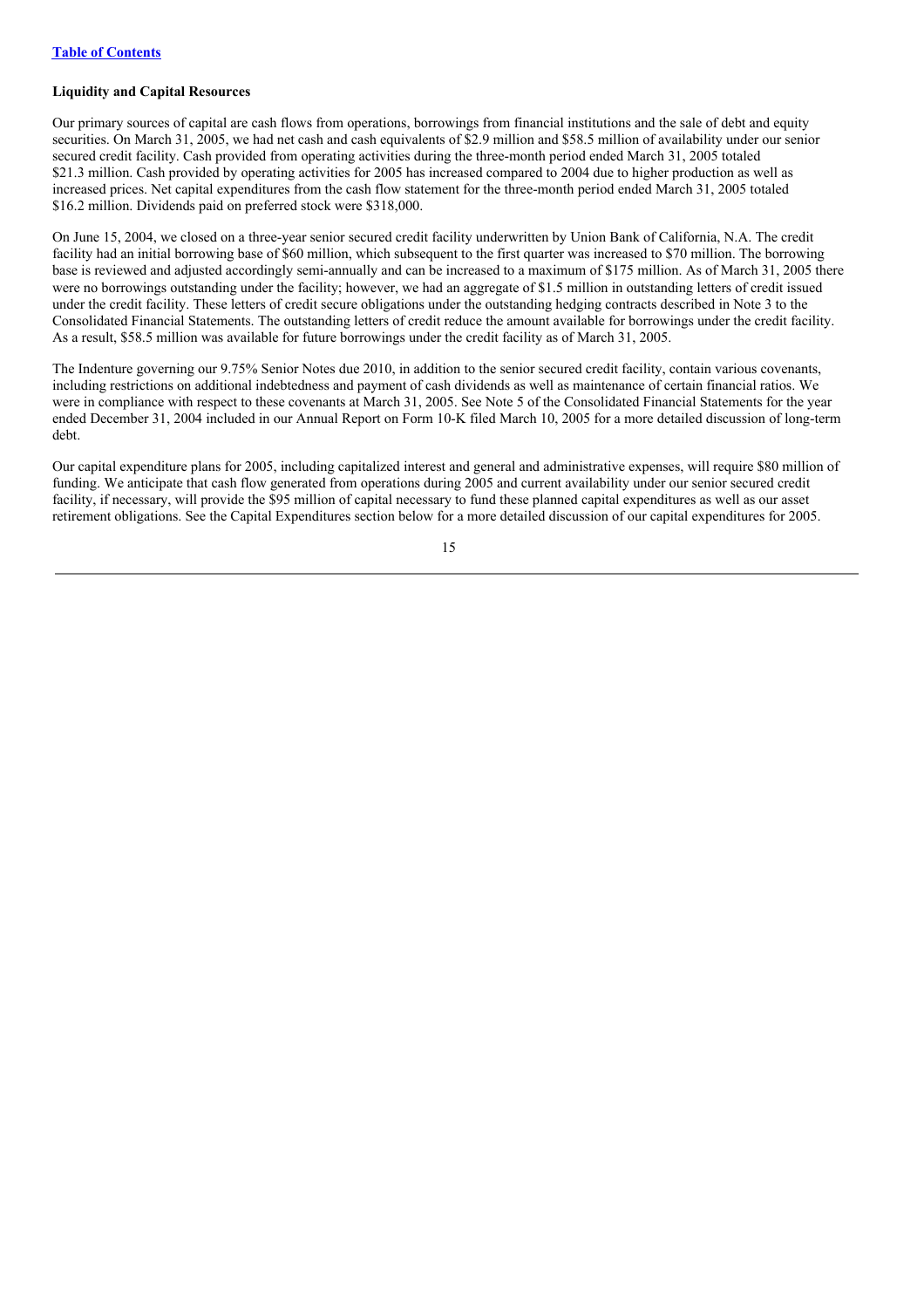## Liquidity and Capital Resources

Our primary sources of capital are cash flows from operations, borrowings from financial institutions and the sale of debt and equity securities. On March 31, 2005, we had net cash and cash equivalents of $2.9 million and $58.5 million of availability under our senior secured credit facility. Cash provided from operating activities during the three-month period ended March 31, 2005 totaled $21.3 million. Cash provided by operating activities for 2005 has increased compared to 2004 due to higher production as well as increased prices. Net capital expenditures from the cash flow statement for the three-month period ended March 31, 2005 totaled $16.2 million. Dividends paid on preferred stock were $318,000.

On June 15, 2004, we closed on a three-year senior secured credit facility underwritten by Union Bank of California, N.A. The credit facility had an initial borrowing base of $60 million, which subsequent to the first quarter was increased to $70 million. The borrowing base is reviewed and adjusted accordingly semi-annually and can be increased to a maximum of $175 million. As of March 31, 2005 there were no borrowings outstanding under the facility; however, we had an aggregate of $1.5 million in outstanding letters of credit issued under the credit facility. These letters of credit secure obligations under the outstanding hedging contracts described in Note 3 to the Consolidated Financial Statements. The outstanding letters of credit reduce the amount available for borrowings under the credit facility. As a result, $58.5 million was available for future borrowings under the credit facility as of March 31, 2005.

The Indenture governing our 9.75% Senior Notes due 2010, in addition to the senior secured credit facility, contain various covenants, including restrictions on additional indebtedness and payment of cash dividends as well as maintenance of certain financial ratios. We were in compliance with respect to these covenants at March 31, 2005. See Note 5 of the Consolidated Financial Statements for the year ended December 31, 2004 included in our Annual Report on Form 10-K filed March 10, 2005 for a more detailed discussion of long-term debt.

Our capital expenditure plans for 2005, including capitalized interest and general and administrative expenses, will require $80 million of funding. We anticipate that cash flow generated from operations during 2005 and current availability under our senior secured credit facility, if necessary, will provide the $95 million of capital necessary to fund these planned capital expenditures as well as our asset retirement obligations. See the Capital Expenditures section below for a more detailed discussion of our capital expenditures for 2005.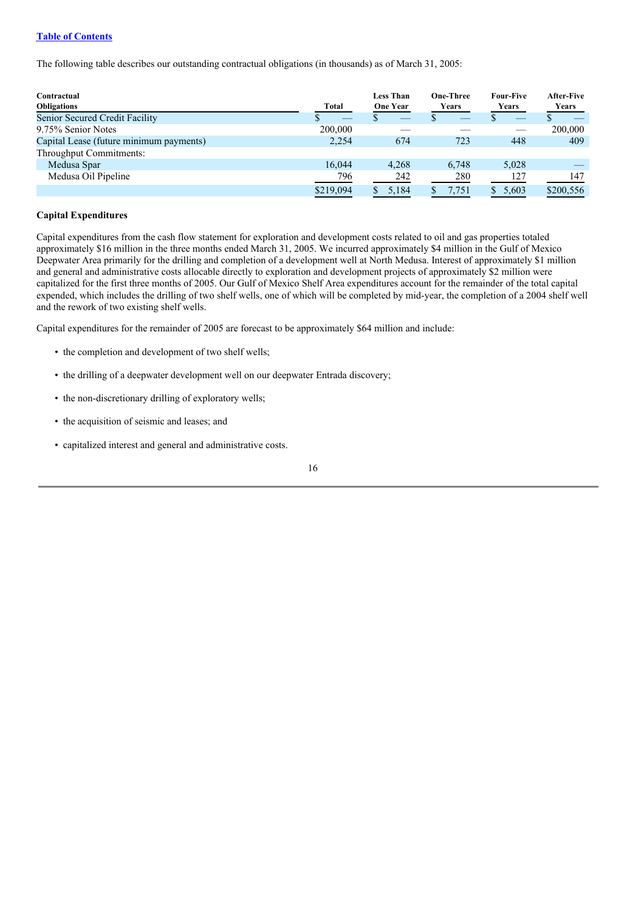The following table describes our outstanding contractual obligations (in thousands) as of March 31, 2005:

| Contractual Obligations | Total | Less Than One Year | One-Three Years | Four-Five Years | After-Five Years |
|---|---|---|---|---|---|
| Senior Secured Credit Facility | $ — | $ — | $ — | $ — | $ — |
| 9.75% Senior Notes | 200,000 | — | — | — | 200,000 |
| Capital Lease (future minimum payments) | 2,254 | 674 | 723 | 448 | 409 |
| Throughput Commitments: | | | | | |
| Medusa Spar | 16,044 | 4,268 | 6,748 | 5,028 | — |
| Medusa Oil Pipeline | 796 | 242 | 280 | 127 | 147 |
| | $219,094 | $ 5,184 | $ 7,751 | $ 5,603 | $200,556 |

**Capital Expenditures**

Capital expenditures from the cash flow statement for exploration and development costs related to oil and gas properties totaled approximately $16 million in the three months ended March 31, 2005. We incurred approximately $4 million in the Gulf of Mexico Deepwater Area primarily for the drilling and completion of a development well at North Medusa. Interest of approximately $1 million and general and administrative costs allocable directly to exploration and development projects of approximately $2 million were capitalized for the first three months of 2005. Our Gulf of Mexico Shelf Area expenditures account for the remainder of the total capital expended, which includes the drilling of two shelf wells, one of which will be completed by mid-year, the completion of a 2004 shelf well and the rework of two existing shelf wells.

Capital expenditures for the remainder of 2005 are forecast to be approximately $64 million and include:

- the completion and development of two shelf wells;
- the drilling of a deepwater development well on our deepwater Entrada discovery;
- the non-discretionary drilling of exploratory wells;
- the acquisition of seismic and leases; and
- capitalized interest and general and administrative costs.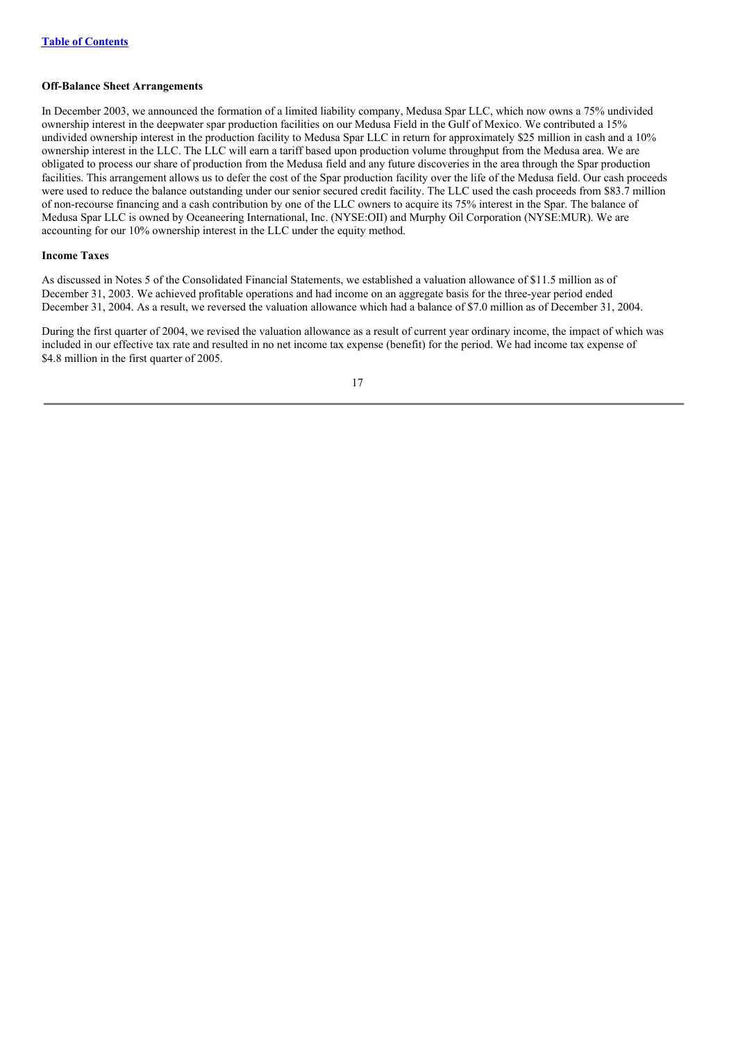[Table of Contents](#)

**Off-Balance Sheet Arrangements**

In December 2003, we announced the formation of a limited liability company, Medusa Spar LLC, which now owns a 75% undivided ownership interest in the deepwater spar production facilities on our Medusa Field in the Gulf of Mexico. We contributed a 15% undivided ownership interest in the production facility to Medusa Spar LLC in return for approximately $25 million in cash and a 10% ownership interest in the LLC. The LLC will earn a tariff based upon production volume throughput from the Medusa area. We are obligated to process our share of production from the Medusa field and any future discoveries in the area through the Spar production facilities. This arrangement allows us to defer the cost of the Spar production facility over the life of the Medusa field. Our cash proceeds were used to reduce the balance outstanding under our senior secured credit facility. The LLC used the cash proceeds from $83.7 million of non-recourse financing and a cash contribution by one of the LLC owners to acquire its 75% interest in the Spar. The balance of Medusa Spar LLC is owned by Oceaneering International, Inc. (NYSE:OII) and Murphy Oil Corporation (NYSE:MUR). We are accounting for our 10% ownership interest in the LLC under the equity method.

**Income Taxes**

As discussed in Notes 5 of the Consolidated Financial Statements, we established a valuation allowance of $11.5 million as of December 31, 2003. We achieved profitable operations and had income on an aggregate basis for the three-year period ended December 31, 2004. As a result, we reversed the valuation allowance which had a balance of $7.0 million as of December 31, 2004.

During the first quarter of 2004, we revised the valuation allowance as a result of current year ordinary income, the impact of which was included in our effective tax rate and resulted in no net income tax expense (benefit) for the period. We had income tax expense of $4.8 million in the first quarter of 2005.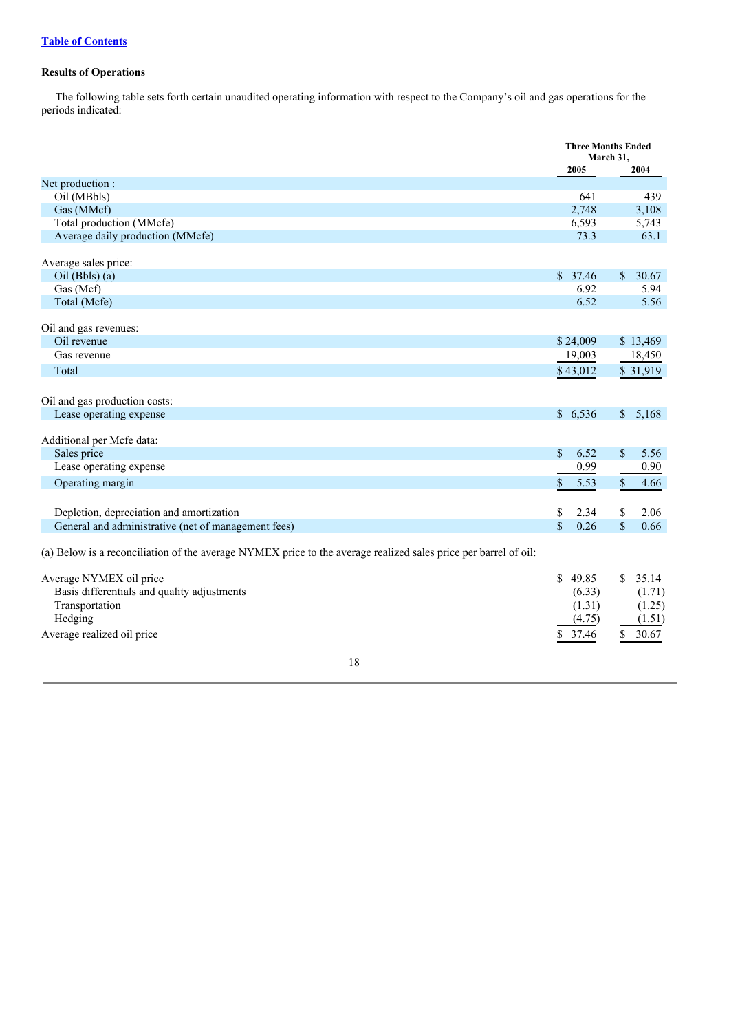[Table of Contents]()

**Results of Operations**

The following table sets forth certain unaudited operating information with respect to the Company's oil and gas operations for the periods indicated:

| | Three Months Ended March 31, | |
|---|---|---|
| | 2005 | 2004 |
| Net production : | | |
| Oil (MBbls) | 641 | 439 |
| Gas (MMcf) | 2,748 | 3,108 |
| Total production (MMcfe) | 6,593 | 5,743 |
| Average daily production (MMcfe) | 73.3 | 63.1 |
| | | |
| Average sales price: | | |
| Oil (Bbls) (a) | $ 37.46 | $ 30.67 |
| Gas (Mcf) | 6.92 | 5.94 |
| Total (Mcfe) | 6.52 | 5.56 |
| | | |
| Oil and gas revenues: | | |
| Oil revenue | $ 24,009 | $ 13,469 |
| Gas revenue | 19,003 | 18,450 |
| Total | $ 43,012 | $ 31,919 |
| | | |
| Oil and gas production costs: | | |
| Lease operating expense | $ 6,536 | $ 5,168 |
| | | |
| Additional per Mcfe data: | | |
| Sales price | $ 6.52 | $ 5.56 |
| Lease operating expense | 0.99 | 0.90 |
| Operating margin | $ 5.53 | $ 4.66 |
| | | |
| Depletion, depreciation and amortization | $ 2.34 | $ 2.06 |
| General and administrative (net of management fees) | $ 0.26 | $ 0.66 |

(a) Below is a reconciliation of the average NYMEX price to the average realized sales price per barrel of oil:

| | 2005 | 2004 |
|---|---|---|
| Average NYMEX oil price | $ 49.85 | $ 35.14 |
| Basis differentials and quality adjustments | (6.33) | (1.71) |
| Transportation | (1.31) | (1.25) |
| Hedging | (4.75) | (1.51) |
| Average realized oil price | $ 37.46 | $ 30.67 |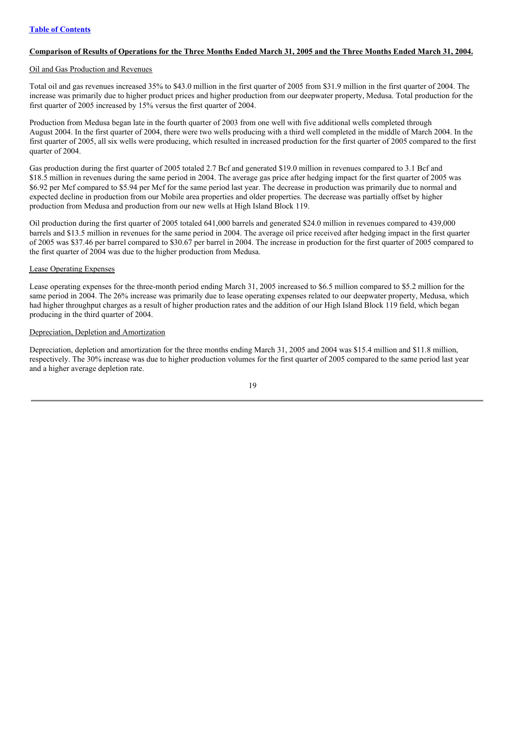[Table of Contents](#)

**Comparison of Results of Operations for the Three Months Ended March 31, 2005 and the Three Months Ended March 31, 2004.**

Oil and Gas Production and Revenues

Total oil and gas revenues increased 35% to $43.0 million in the first quarter of 2005 from $31.9 million in the first quarter of 2004. The increase was primarily due to higher product prices and higher production from our deepwater property, Medusa. Total production for the first quarter of 2005 increased by 15% versus the first quarter of 2004.

Production from Medusa began late in the fourth quarter of 2003 from one well with five additional wells completed through August 2004. In the first quarter of 2004, there were two wells producing with a third well completed in the middle of March 2004. In the first quarter of 2005, all six wells were producing, which resulted in increased production for the first quarter of 2005 compared to the first quarter of 2004.

Gas production during the first quarter of 2005 totaled 2.7 Bcf and generated $19.0 million in revenues compared to 3.1 Bcf and $18.5 million in revenues during the same period in 2004. The average gas price after hedging impact for the first quarter of 2005 was $6.92 per Mcf compared to $5.94 per Mcf for the same period last year. The decrease in production was primarily due to normal and expected decline in production from our Mobile area properties and older properties. The decrease was partially offset by higher production from Medusa and production from our new wells at High Island Block 119.

Oil production during the first quarter of 2005 totaled 641,000 barrels and generated $24.0 million in revenues compared to 439,000 barrels and $13.5 million in revenues for the same period in 2004. The average oil price received after hedging impact in the first quarter of 2005 was $37.46 per barrel compared to $30.67 per barrel in 2004. The increase in production for the first quarter of 2005 compared to the first quarter of 2004 was due to the higher production from Medusa.

Lease Operating Expenses

Lease operating expenses for the three-month period ending March 31, 2005 increased to $6.5 million compared to $5.2 million for the same period in 2004. The 26% increase was primarily due to lease operating expenses related to our deepwater property, Medusa, which had higher throughput charges as a result of higher production rates and the addition of our High Island Block 119 field, which began producing in the third quarter of 2004.

Depreciation, Depletion and Amortization

Depreciation, depletion and amortization for the three months ending March 31, 2005 and 2004 was $15.4 million and $11.8 million, respectively. The 30% increase was due to higher production volumes for the first quarter of 2005 compared to the same period last year and a higher average depletion rate.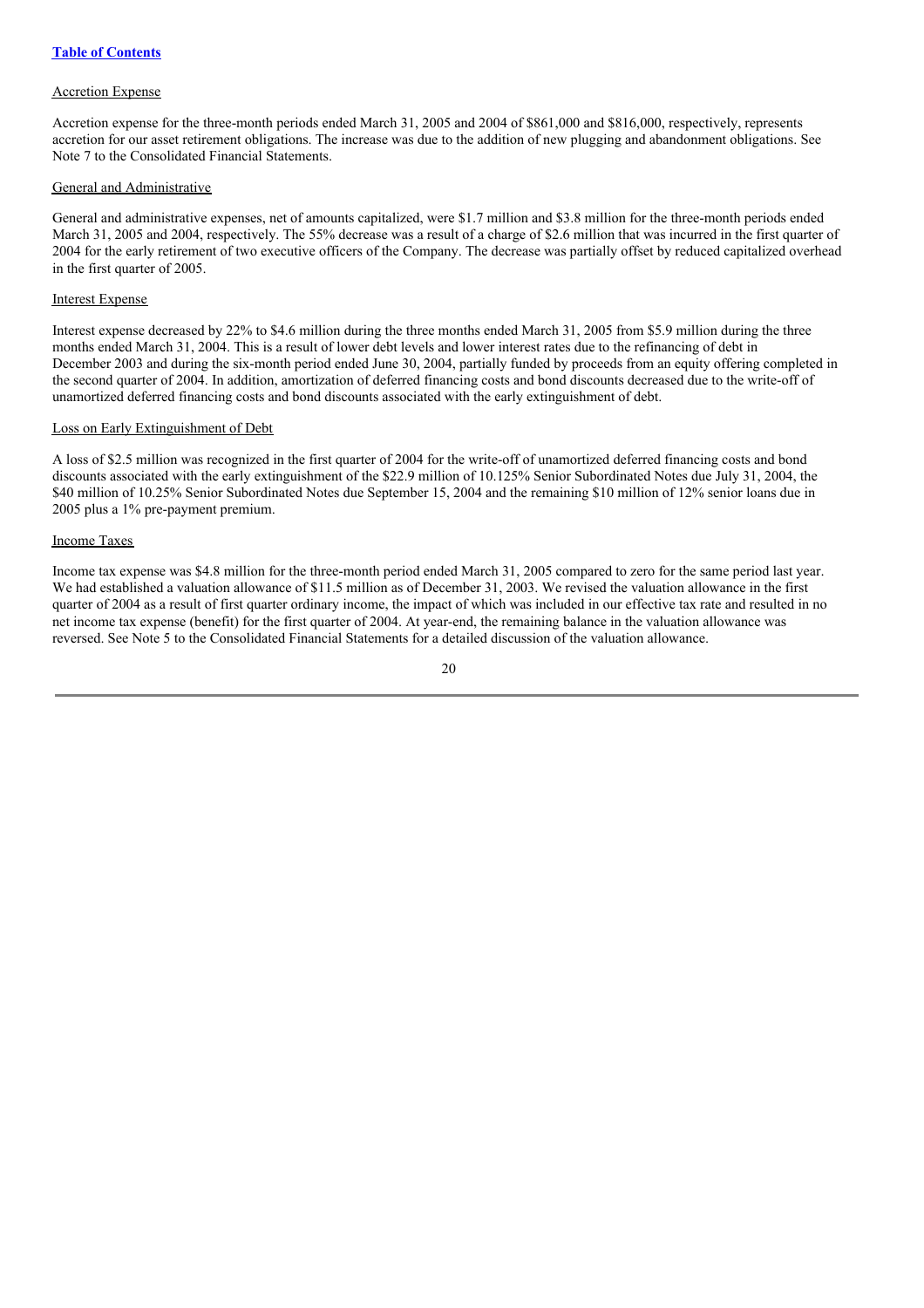Accretion Expense

Accretion expense for the three-month periods ended March 31, 2005 and 2004 of $861,000 and $816,000, respectively, represents accretion for our asset retirement obligations. The increase was due to the addition of new plugging and abandonment obligations. See Note 7 to the Consolidated Financial Statements.

General and Administrative

General and administrative expenses, net of amounts capitalized, were $1.7 million and $3.8 million for the three-month periods ended March 31, 2005 and 2004, respectively. The 55% decrease was a result of a charge of $2.6 million that was incurred in the first quarter of 2004 for the early retirement of two executive officers of the Company. The decrease was partially offset by reduced capitalized overhead in the first quarter of 2005.

Interest Expense

Interest expense decreased by 22% to $4.6 million during the three months ended March 31, 2005 from $5.9 million during the three months ended March 31, 2004. This is a result of lower debt levels and lower interest rates due to the refinancing of debt in December 2003 and during the six-month period ended June 30, 2004, partially funded by proceeds from an equity offering completed in the second quarter of 2004. In addition, amortization of deferred financing costs and bond discounts decreased due to the write-off of unamortized deferred financing costs and bond discounts associated with the early extinguishment of debt.

Loss on Early Extinguishment of Debt

A loss of $2.5 million was recognized in the first quarter of 2004 for the write-off of unamortized deferred financing costs and bond discounts associated with the early extinguishment of the $22.9 million of 10.125% Senior Subordinated Notes due July 31, 2004, the $40 million of 10.25% Senior Subordinated Notes due September 15, 2004 and the remaining $10 million of 12% senior loans due in 2005 plus a 1% pre-payment premium.

Income Taxes

Income tax expense was $4.8 million for the three-month period ended March 31, 2005 compared to zero for the same period last year. We had established a valuation allowance of $11.5 million as of December 31, 2003. We revised the valuation allowance in the first quarter of 2004 as a result of first quarter ordinary income, the impact of which was included in our effective tax rate and resulted in no net income tax expense (benefit) for the first quarter of 2004. At year-end, the remaining balance in the valuation allowance was reversed. See Note 5 to the Consolidated Financial Statements for a detailed discussion of the valuation allowance.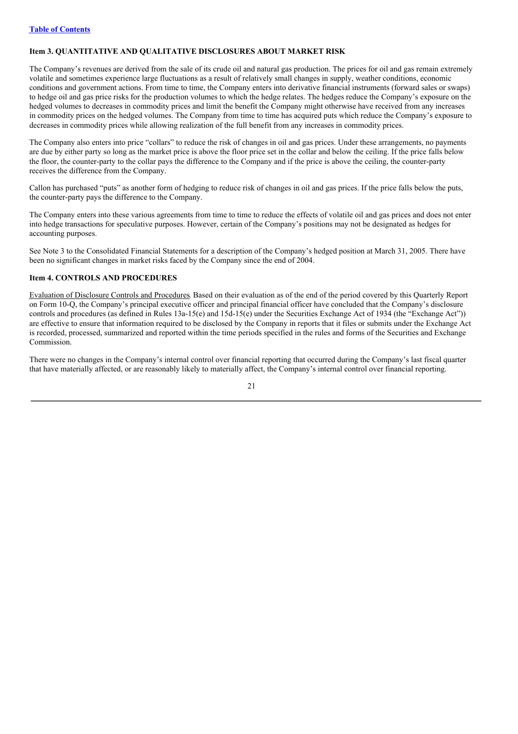## Item 3. QUANTITATIVE AND QUALITATIVE DISCLOSURES ABOUT MARKET RISK

The Company's revenues are derived from the sale of its crude oil and natural gas production. The prices for oil and gas remain extremely volatile and sometimes experience large fluctuations as a result of relatively small changes in supply, weather conditions, economic conditions and government actions. From time to time, the Company enters into derivative financial instruments (forward sales or swaps) to hedge oil and gas price risks for the production volumes to which the hedge relates. The hedges reduce the Company's exposure on the hedged volumes to decreases in commodity prices and limit the benefit the Company might otherwise have received from any increases in commodity prices on the hedged volumes. The Company from time to time has acquired puts which reduce the Company's exposure to decreases in commodity prices while allowing realization of the full benefit from any increases in commodity prices.

The Company also enters into price "collars" to reduce the risk of changes in oil and gas prices. Under these arrangements, no payments are due by either party so long as the market price is above the floor price set in the collar and below the ceiling. If the price falls below the floor, the counter-party to the collar pays the difference to the Company and if the price is above the ceiling, the counter-party receives the difference from the Company.

Callon has purchased "puts" as another form of hedging to reduce risk of changes in oil and gas prices. If the price falls below the puts, the counter-party pays the difference to the Company.

The Company enters into these various agreements from time to time to reduce the effects of volatile oil and gas prices and does not enter into hedge transactions for speculative purposes. However, certain of the Company's positions may not be designated as hedges for accounting purposes.

See Note 3 to the Consolidated Financial Statements for a description of the Company's hedged position at March 31, 2005. There have been no significant changes in market risks faced by the Company since the end of 2004.

## Item 4. CONTROLS AND PROCEDURES

Evaluation of Disclosure Controls and Procedures. Based on their evaluation as of the end of the period covered by this Quarterly Report on Form 10-Q, the Company's principal executive officer and principal financial officer have concluded that the Company's disclosure controls and procedures (as defined in Rules 13a-15(e) and 15d-15(e) under the Securities Exchange Act of 1934 (the "Exchange Act")) are effective to ensure that information required to be disclosed by the Company in reports that it files or submits under the Exchange Act is recorded, processed, summarized and reported within the time periods specified in the rules and forms of the Securities and Exchange Commission.

There were no changes in the Company's internal control over financial reporting that occurred during the Company's last fiscal quarter that have materially affected, or are reasonably likely to materially affect, the Company's internal control over financial reporting.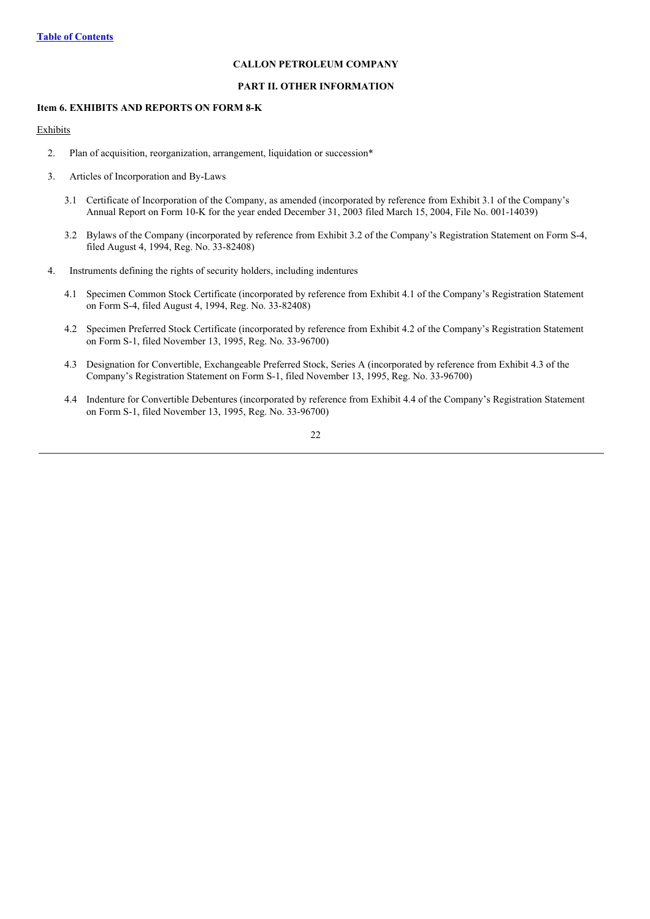## CALLON PETROLEUM COMPANY

## PART II. OTHER INFORMATION

### Item 6. EXHIBITS AND REPORTS ON FORM 8-K

Exhibits

2. Plan of acquisition, reorganization, arrangement, liquidation or succession*

3. Articles of Incorporation and By-Laws

   3.1 Certificate of Incorporation of the Company, as amended (incorporated by reference from Exhibit 3.1 of the Company's Annual Report on Form 10-K for the year ended December 31, 2003 filed March 15, 2004, File No. 001-14039)

   3.2 Bylaws of the Company (incorporated by reference from Exhibit 3.2 of the Company's Registration Statement on Form S-4, filed August 4, 1994, Reg. No. 33-82408)

4. Instruments defining the rights of security holders, including indentures

   4.1 Specimen Common Stock Certificate (incorporated by reference from Exhibit 4.1 of the Company's Registration Statement on Form S-4, filed August 4, 1994, Reg. No. 33-82408)

   4.2 Specimen Preferred Stock Certificate (incorporated by reference from Exhibit 4.2 of the Company's Registration Statement on Form S-1, filed November 13, 1995, Reg. No. 33-96700)

   4.3 Designation for Convertible, Exchangeable Preferred Stock, Series A (incorporated by reference from Exhibit 4.3 of the Company's Registration Statement on Form S-1, filed November 13, 1995, Reg. No. 33-96700)

   4.4 Indenture for Convertible Debentures (incorporated by reference from Exhibit 4.4 of the Company's Registration Statement on Form S-1, filed November 13, 1995, Reg. No. 33-96700)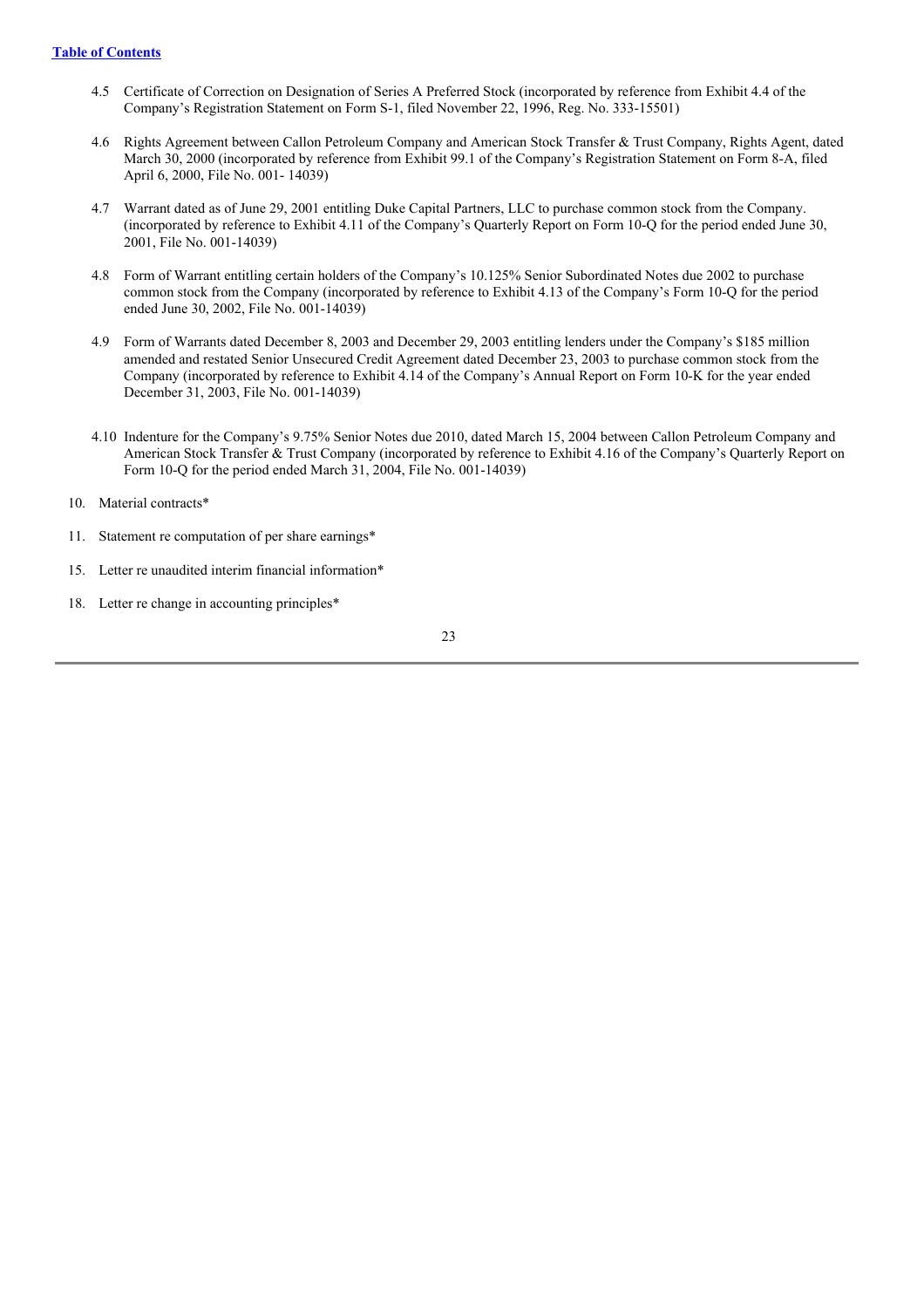[Table of Contents]

4.5 Certificate of Correction on Designation of Series A Preferred Stock (incorporated by reference from Exhibit 4.4 of the Company's Registration Statement on Form S-1, filed November 22, 1996, Reg. No. 333-15501)

4.6 Rights Agreement between Callon Petroleum Company and American Stock Transfer & Trust Company, Rights Agent, dated March 30, 2000 (incorporated by reference from Exhibit 99.1 of the Company's Registration Statement on Form 8-A, filed April 6, 2000, File No. 001- 14039)

4.7 Warrant dated as of June 29, 2001 entitling Duke Capital Partners, LLC to purchase common stock from the Company. (incorporated by reference to Exhibit 4.11 of the Company's Quarterly Report on Form 10-Q for the period ended June 30, 2001, File No. 001-14039)

4.8 Form of Warrant entitling certain holders of the Company's 10.125% Senior Subordinated Notes due 2002 to purchase common stock from the Company (incorporated by reference to Exhibit 4.13 of the Company's Form 10-Q for the period ended June 30, 2002, File No. 001-14039)

4.9 Form of Warrants dated December 8, 2003 and December 29, 2003 entitling lenders under the Company's $185 million amended and restated Senior Unsecured Credit Agreement dated December 23, 2003 to purchase common stock from the Company (incorporated by reference to Exhibit 4.14 of the Company's Annual Report on Form 10-K for the year ended December 31, 2003, File No. 001-14039)

4.10 Indenture for the Company's 9.75% Senior Notes due 2010, dated March 15, 2004 between Callon Petroleum Company and American Stock Transfer & Trust Company (incorporated by reference to Exhibit 4.16 of the Company's Quarterly Report on Form 10-Q for the period ended March 31, 2004, File No. 001-14039)

10. Material contracts*

11. Statement re computation of per share earnings*

15. Letter re unaudited interim financial information*

18. Letter re change in accounting principles*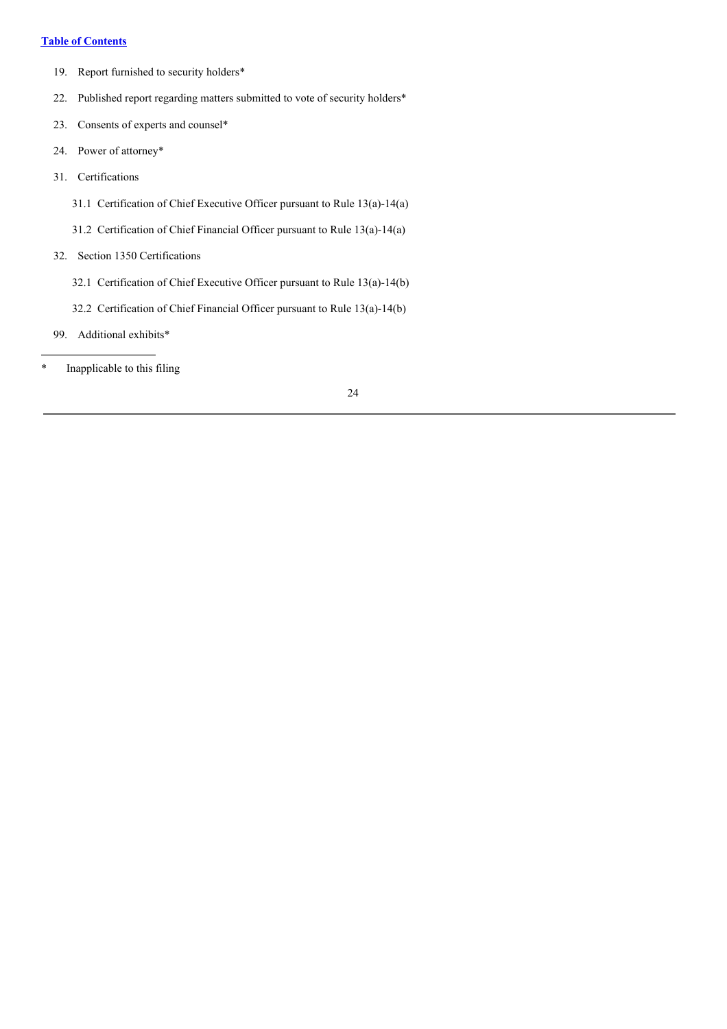[Table of Contents](#)

19. Report furnished to security holders*
22. Published report regarding matters submitted to vote of security holders*
23. Consents of experts and counsel*
24. Power of attorney*
31. Certifications
    - 31.1 Certification of Chief Executive Officer pursuant to Rule 13(a)-14(a)
    - 31.2 Certification of Chief Financial Officer pursuant to Rule 13(a)-14(a)
32. Section 1350 Certifications
    - 32.1 Certification of Chief Executive Officer pursuant to Rule 13(a)-14(b)
    - 32.2 Certification of Chief Financial Officer pursuant to Rule 13(a)-14(b)
99. Additional exhibits*

---

\* Inapplicable to this filing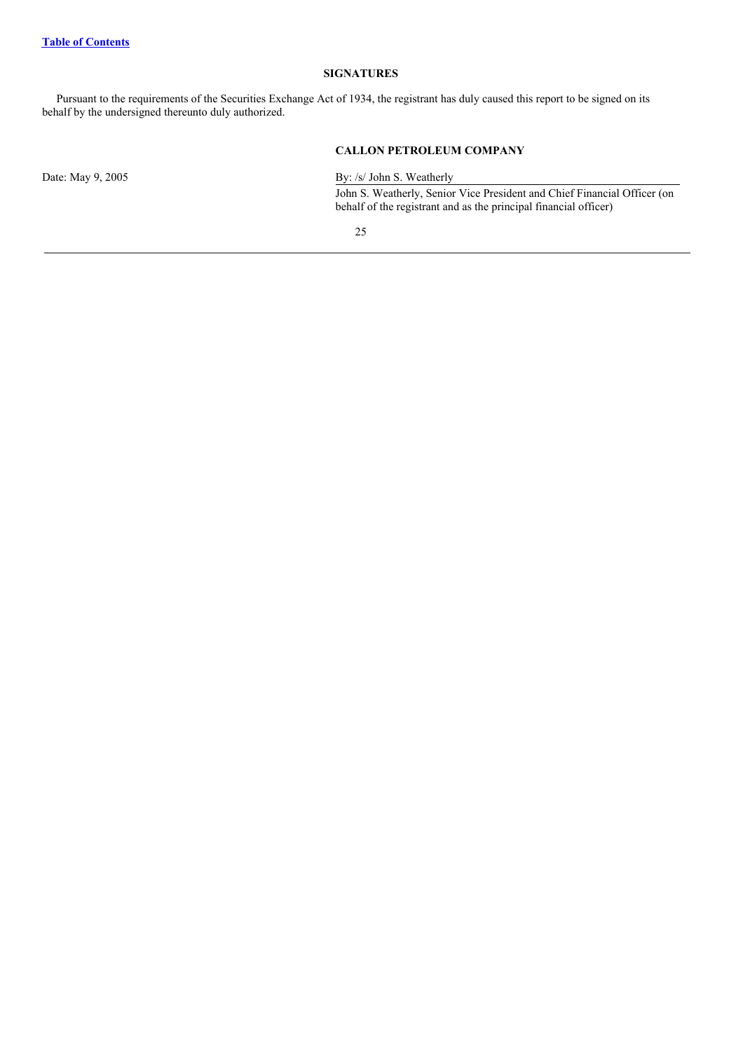[Table of Contents](#)

## SIGNATURES

Pursuant to the requirements of the Securities Exchange Act of 1934, the registrant has duly caused this report to be signed on its behalf by the undersigned thereunto duly authorized.

**CALLON PETROLEUM COMPANY**

Date: May 9, 2005

By: /s/ John S. Weatherly

John S. Weatherly, Senior Vice President and Chief Financial Officer (on behalf of the registrant and as the principal financial officer)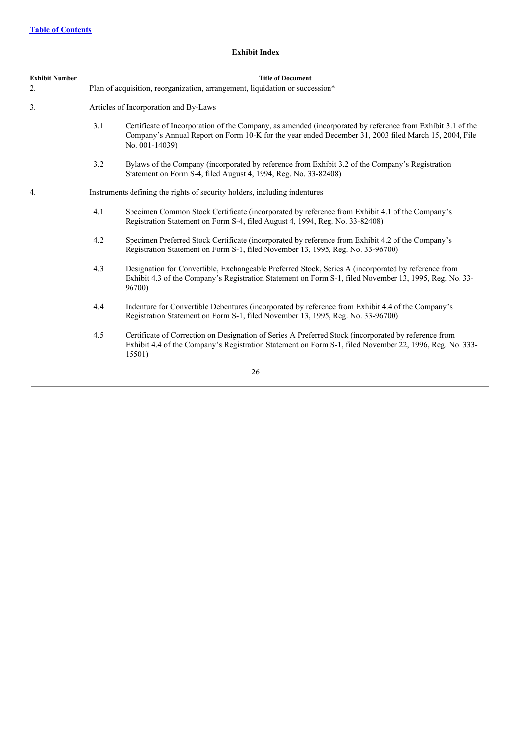[Table of Contents](#)

## Exhibit Index

| Exhibit Number | Title of Document | |
|---|---|---|
| 2. | Plan of acquisition, reorganization, arrangement, liquidation or succession* | |
| 3. | Articles of Incorporation and By-Laws | |
| | 3.1 | Certificate of Incorporation of the Company, as amended (incorporated by reference from Exhibit 3.1 of the Company's Annual Report on Form 10-K for the year ended December 31, 2003 filed March 15, 2004, File No. 001-14039) |
| | 3.2 | Bylaws of the Company (incorporated by reference from Exhibit 3.2 of the Company's Registration Statement on Form S-4, filed August 4, 1994, Reg. No. 33-82408) |
| 4. | Instruments defining the rights of security holders, including indentures | |
| | 4.1 | Specimen Common Stock Certificate (incorporated by reference from Exhibit 4.1 of the Company's Registration Statement on Form S-4, filed August 4, 1994, Reg. No. 33-82408) |
| | 4.2 | Specimen Preferred Stock Certificate (incorporated by reference from Exhibit 4.2 of the Company's Registration Statement on Form S-1, filed November 13, 1995, Reg. No. 33-96700) |
| | 4.3 | Designation for Convertible, Exchangeable Preferred Stock, Series A (incorporated by reference from Exhibit 4.3 of the Company's Registration Statement on Form S-1, filed November 13, 1995, Reg. No. 33-96700) |
| | 4.4 | Indenture for Convertible Debentures (incorporated by reference from Exhibit 4.4 of the Company's Registration Statement on Form S-1, filed November 13, 1995, Reg. No. 33-96700) |
| | 4.5 | Certificate of Correction on Designation of Series A Preferred Stock (incorporated by reference from Exhibit 4.4 of the Company's Registration Statement on Form S-1, filed November 22, 1996, Reg. No. 333-15501) |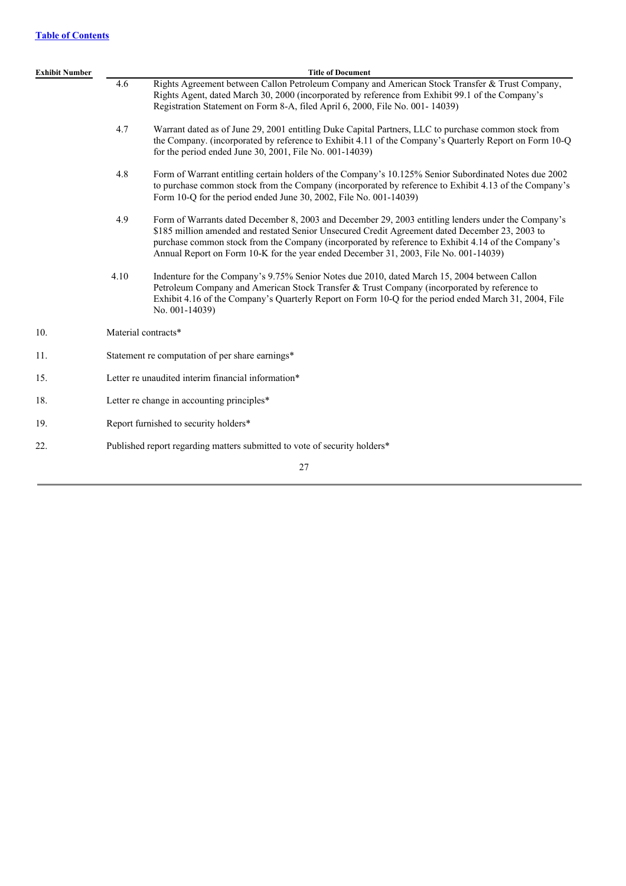| Exhibit Number | | Title of Document |
|---|---|---|
| | 4.6 | Rights Agreement between Callon Petroleum Company and American Stock Transfer & Trust Company, Rights Agent, dated March 30, 2000 (incorporated by reference from Exhibit 99.1 of the Company's Registration Statement on Form 8-A, filed April 6, 2000, File No. 001- 14039) |
| | 4.7 | Warrant dated as of June 29, 2001 entitling Duke Capital Partners, LLC to purchase common stock from the Company. (incorporated by reference to Exhibit 4.11 of the Company's Quarterly Report on Form 10-Q for the period ended June 30, 2001, File No. 001-14039) |
| | 4.8 | Form of Warrant entitling certain holders of the Company's 10.125% Senior Subordinated Notes due 2002 to purchase common stock from the Company (incorporated by reference to Exhibit 4.13 of the Company's Form 10-Q for the period ended June 30, 2002, File No. 001-14039) |
| | 4.9 | Form of Warrants dated December 8, 2003 and December 29, 2003 entitling lenders under the Company's $185 million amended and restated Senior Unsecured Credit Agreement dated December 23, 2003 to purchase common stock from the Company (incorporated by reference to Exhibit 4.14 of the Company's Annual Report on Form 10-K for the year ended December 31, 2003, File No. 001-14039) |
| | 4.10 | Indenture for the Company's 9.75% Senior Notes due 2010, dated March 15, 2004 between Callon Petroleum Company and American Stock Transfer & Trust Company (incorporated by reference to Exhibit 4.16 of the Company's Quarterly Report on Form 10-Q for the period ended March 31, 2004, File No. 001-14039) |
| 10. | Material contracts* | |
| 11. | Statement re computation of per share earnings* | |
| 15. | Letter re unaudited interim financial information* | |
| 18. | Letter re change in accounting principles* | |
| 19. | Report furnished to security holders* | |
| 22. | Published report regarding matters submitted to vote of security holders* | |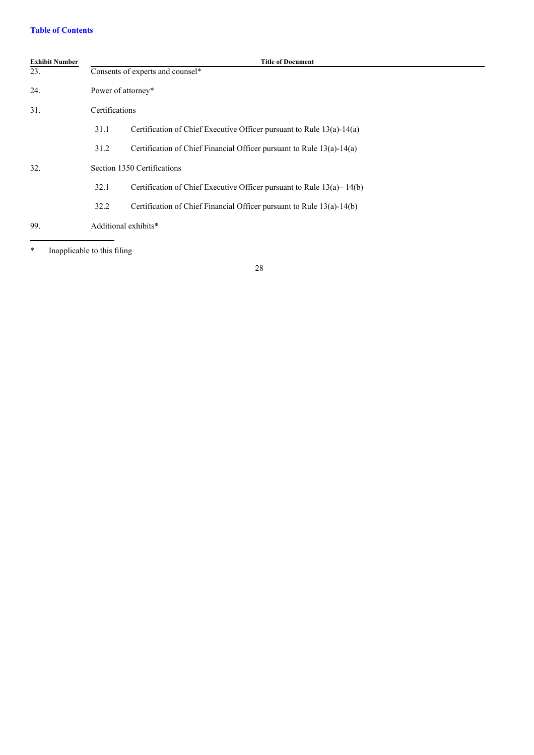[Table of Contents](#)

| Exhibit Number | Title of Document | |
|---|---|---|
| 23. | Consents of experts and counsel* | |
| 24. | Power of attorney* | |
| 31. | Certifications | |
| | 31.1 | Certification of Chief Executive Officer pursuant to Rule 13(a)-14(a) |
| | 31.2 | Certification of Chief Financial Officer pursuant to Rule 13(a)-14(a) |
| 32. | Section 1350 Certifications | |
| | 32.1 | Certification of Chief Executive Officer pursuant to Rule 13(a)– 14(b) |
| | 32.2 | Certification of Chief Financial Officer pursuant to Rule 13(a)-14(b) |
| 99. | Additional exhibits* | |

\* Inapplicable to this filing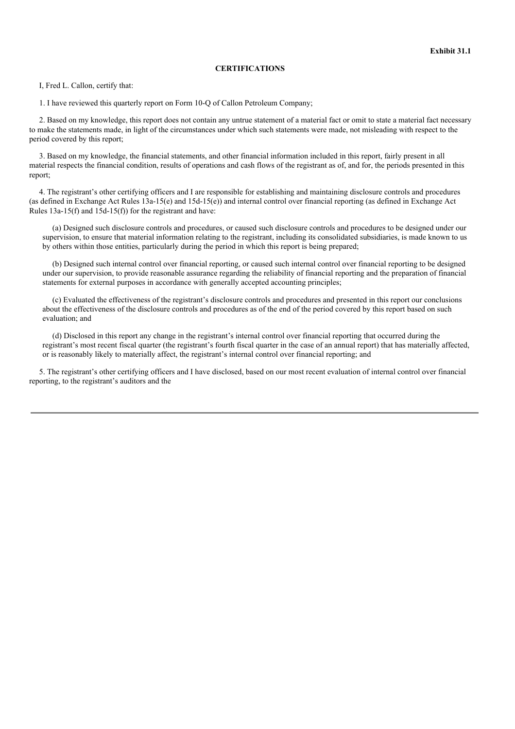**Exhibit 31.1**

**CERTIFICATIONS**

I, Fred L. Callon, certify that:

1. I have reviewed this quarterly report on Form 10-Q of Callon Petroleum Company;

2. Based on my knowledge, this report does not contain any untrue statement of a material fact or omit to state a material fact necessary to make the statements made, in light of the circumstances under which such statements were made, not misleading with respect to the period covered by this report;

3. Based on my knowledge, the financial statements, and other financial information included in this report, fairly present in all material respects the financial condition, results of operations and cash flows of the registrant as of, and for, the periods presented in this report;

4. The registrant's other certifying officers and I are responsible for establishing and maintaining disclosure controls and procedures (as defined in Exchange Act Rules 13a-15(e) and 15d-15(e)) and internal control over financial reporting (as defined in Exchange Act Rules 13a-15(f) and 15d-15(f)) for the registrant and have:

(a) Designed such disclosure controls and procedures, or caused such disclosure controls and procedures to be designed under our supervision, to ensure that material information relating to the registrant, including its consolidated subsidiaries, is made known to us by others within those entities, particularly during the period in which this report is being prepared;

(b) Designed such internal control over financial reporting, or caused such internal control over financial reporting to be designed under our supervision, to provide reasonable assurance regarding the reliability of financial reporting and the preparation of financial statements for external purposes in accordance with generally accepted accounting principles;

(c) Evaluated the effectiveness of the registrant's disclosure controls and procedures and presented in this report our conclusions about the effectiveness of the disclosure controls and procedures as of the end of the period covered by this report based on such evaluation; and

(d) Disclosed in this report any change in the registrant's internal control over financial reporting that occurred during the registrant's most recent fiscal quarter (the registrant's fourth fiscal quarter in the case of an annual report) that has materially affected, or is reasonably likely to materially affect, the registrant's internal control over financial reporting; and

5. The registrant's other certifying officers and I have disclosed, based on our most recent evaluation of internal control over financial reporting, to the registrant's auditors and the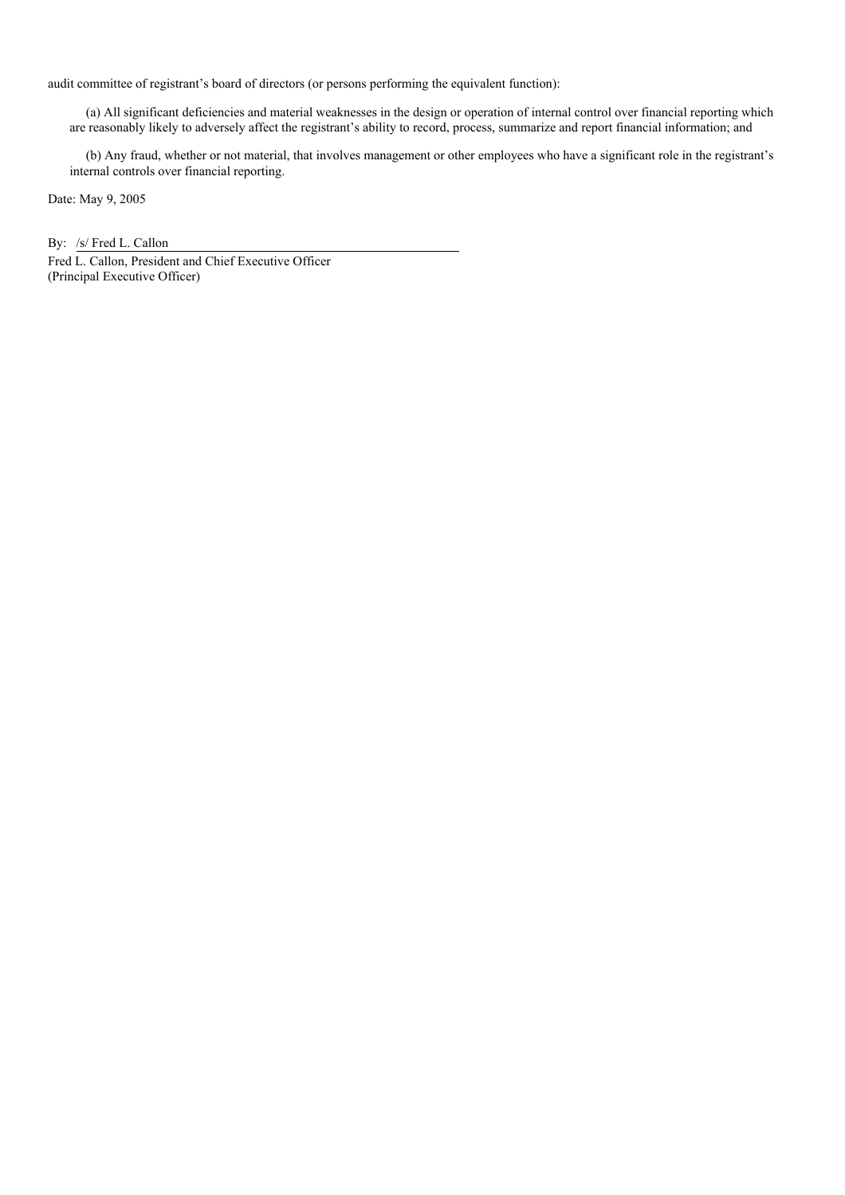audit committee of registrant's board of directors (or persons performing the equivalent function):

(a) All significant deficiencies and material weaknesses in the design or operation of internal control over financial reporting which are reasonably likely to adversely affect the registrant's ability to record, process, summarize and report financial information; and

(b) Any fraud, whether or not material, that involves management or other employees who have a significant role in the registrant's internal controls over financial reporting.

Date: May 9, 2005

By: /s/ Fred L. Callon

Fred L. Callon, President and Chief Executive Officer
(Principal Executive Officer)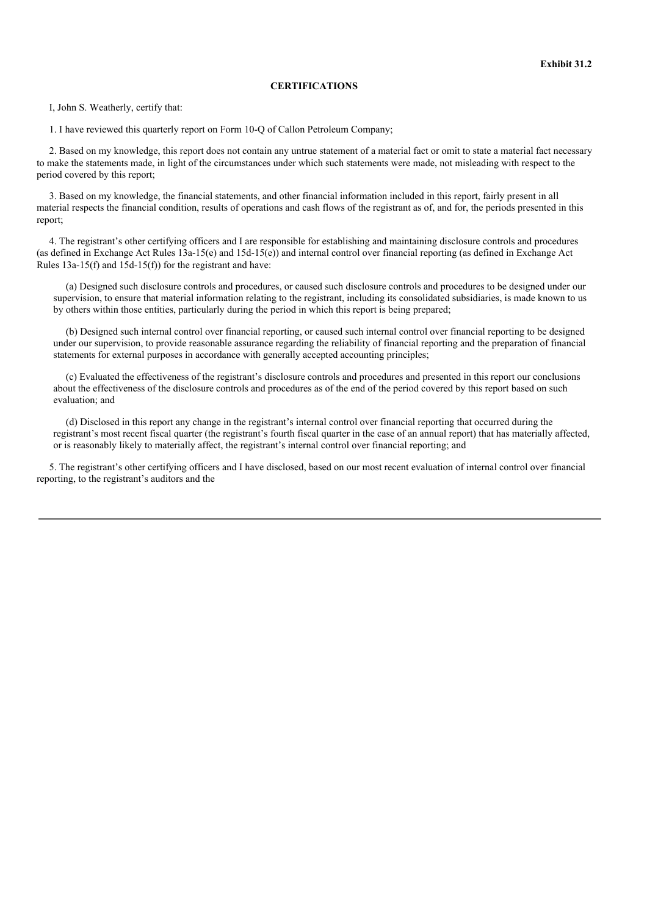**Exhibit 31.2**

**CERTIFICATIONS**

I, John S. Weatherly, certify that:

1. I have reviewed this quarterly report on Form 10-Q of Callon Petroleum Company;

2. Based on my knowledge, this report does not contain any untrue statement of a material fact or omit to state a material fact necessary to make the statements made, in light of the circumstances under which such statements were made, not misleading with respect to the period covered by this report;

3. Based on my knowledge, the financial statements, and other financial information included in this report, fairly present in all material respects the financial condition, results of operations and cash flows of the registrant as of, and for, the periods presented in this report;

4. The registrant's other certifying officers and I are responsible for establishing and maintaining disclosure controls and procedures (as defined in Exchange Act Rules 13a-15(e) and 15d-15(e)) and internal control over financial reporting (as defined in Exchange Act Rules 13a-15(f) and 15d-15(f)) for the registrant and have:

(a) Designed such disclosure controls and procedures, or caused such disclosure controls and procedures to be designed under our supervision, to ensure that material information relating to the registrant, including its consolidated subsidiaries, is made known to us by others within those entities, particularly during the period in which this report is being prepared;

(b) Designed such internal control over financial reporting, or caused such internal control over financial reporting to be designed under our supervision, to provide reasonable assurance regarding the reliability of financial reporting and the preparation of financial statements for external purposes in accordance with generally accepted accounting principles;

(c) Evaluated the effectiveness of the registrant's disclosure controls and procedures and presented in this report our conclusions about the effectiveness of the disclosure controls and procedures as of the end of the period covered by this report based on such evaluation; and

(d) Disclosed in this report any change in the registrant's internal control over financial reporting that occurred during the registrant's most recent fiscal quarter (the registrant's fourth fiscal quarter in the case of an annual report) that has materially affected, or is reasonably likely to materially affect, the registrant's internal control over financial reporting; and

5. The registrant's other certifying officers and I have disclosed, based on our most recent evaluation of internal control over financial reporting, to the registrant's auditors and the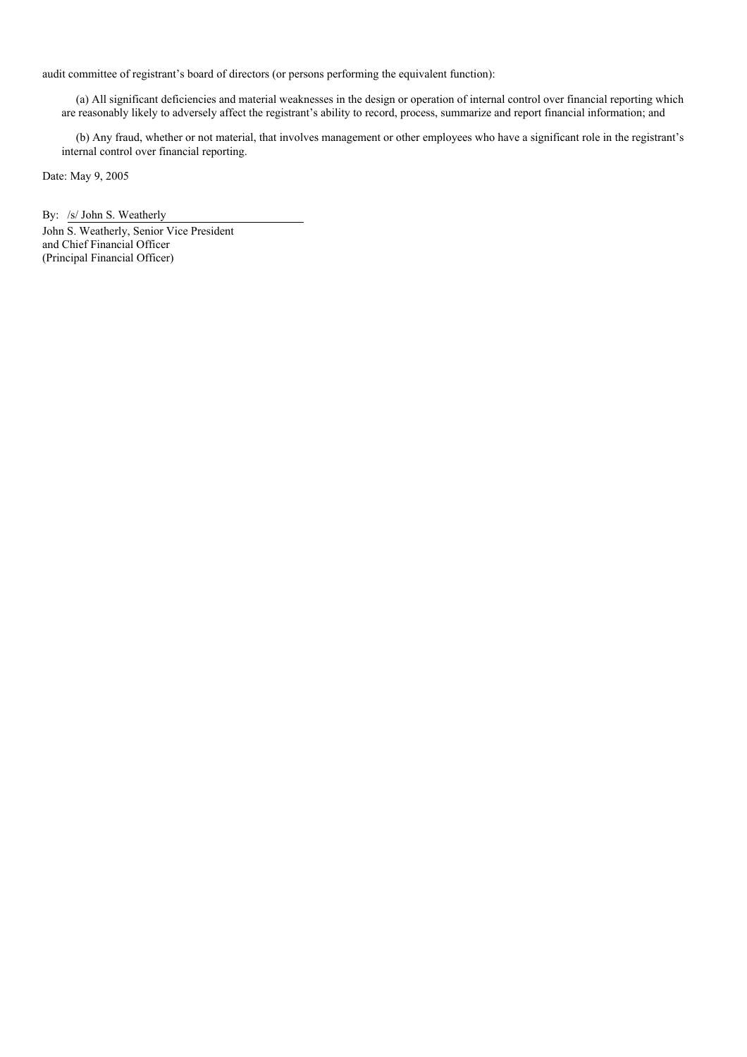audit committee of registrant's board of directors (or persons performing the equivalent function):

(a) All significant deficiencies and material weaknesses in the design or operation of internal control over financial reporting which are reasonably likely to adversely affect the registrant's ability to record, process, summarize and report financial information; and

(b) Any fraud, whether or not material, that involves management or other employees who have a significant role in the registrant's internal control over financial reporting.

Date: May 9, 2005

By: /s/ John S. Weatherly

John S. Weatherly, Senior Vice President
and Chief Financial Officer
(Principal Financial Officer)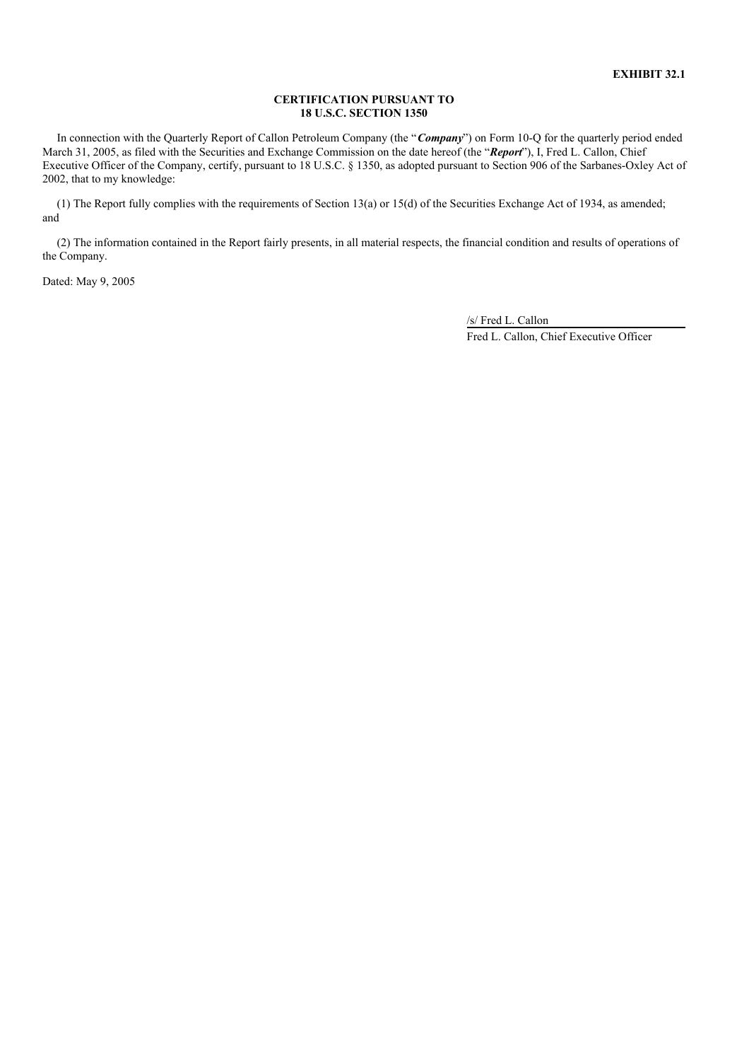**EXHIBIT 32.1**

**CERTIFICATION PURSUANT TO**
**18 U.S.C. SECTION 1350**

In connection with the Quarterly Report of Callon Petroleum Company (the "***Company***") on Form 10-Q for the quarterly period ended March 31, 2005, as filed with the Securities and Exchange Commission on the date hereof (the "***Report***"), I, Fred L. Callon, Chief Executive Officer of the Company, certify, pursuant to 18 U.S.C. § 1350, as adopted pursuant to Section 906 of the Sarbanes-Oxley Act of 2002, that to my knowledge:

(1) The Report fully complies with the requirements of Section 13(a) or 15(d) of the Securities Exchange Act of 1934, as amended; and

(2) The information contained in the Report fairly presents, in all material respects, the financial condition and results of operations of the Company.

Dated: May 9, 2005

/s/ Fred L. Callon

Fred L. Callon, Chief Executive Officer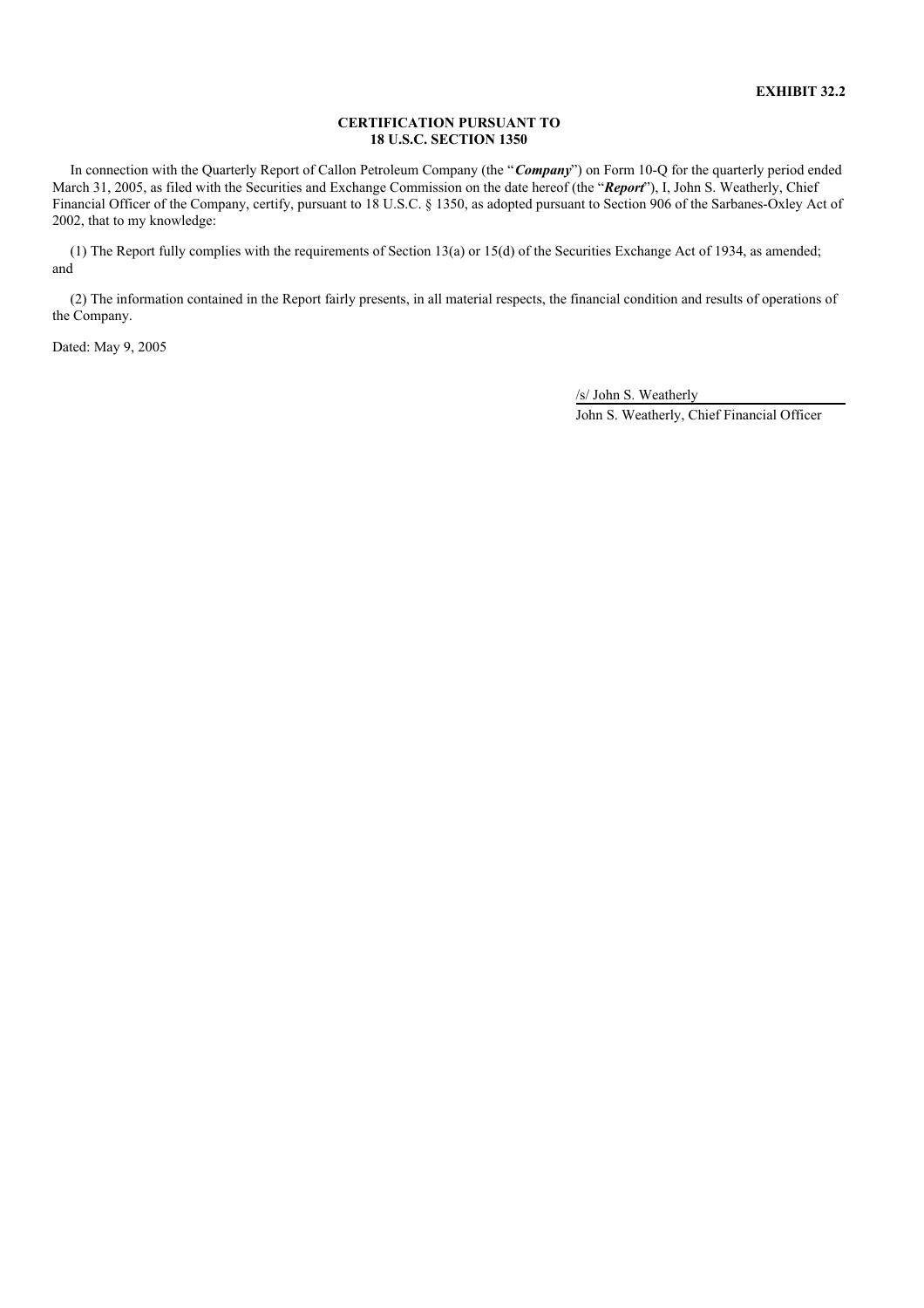**EXHIBIT 32.2**

**CERTIFICATION PURSUANT TO 18 U.S.C. SECTION 1350**

In connection with the Quarterly Report of Callon Petroleum Company (the "***Company***") on Form 10-Q for the quarterly period ended March 31, 2005, as filed with the Securities and Exchange Commission on the date hereof (the "***Report***"), I, John S. Weatherly, Chief Financial Officer of the Company, certify, pursuant to 18 U.S.C. § 1350, as adopted pursuant to Section 906 of the Sarbanes-Oxley Act of 2002, that to my knowledge:

(1) The Report fully complies with the requirements of Section 13(a) or 15(d) of the Securities Exchange Act of 1934, as amended; and

(2) The information contained in the Report fairly presents, in all material respects, the financial condition and results of operations of the Company.

Dated: May 9, 2005

/s/ John S. Weatherly

John S. Weatherly, Chief Financial Officer